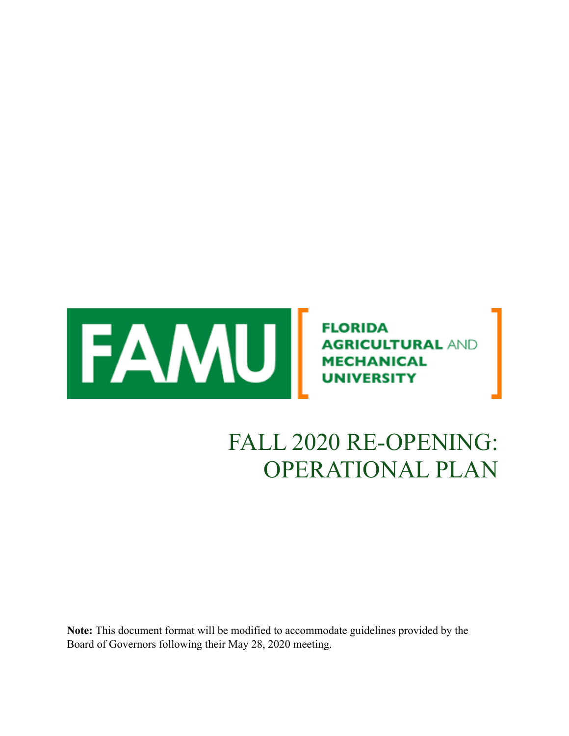FAMU

FLORIDA AGRICULTURAL AND MECHANICAL UNIVERSITY

# FALL 2020 RE-OPENING: OPERATIONAL PLAN

**Note:** This document format will be modified to accommodate guidelines provided by the Board of Governors following their May 28, 2020 meeting.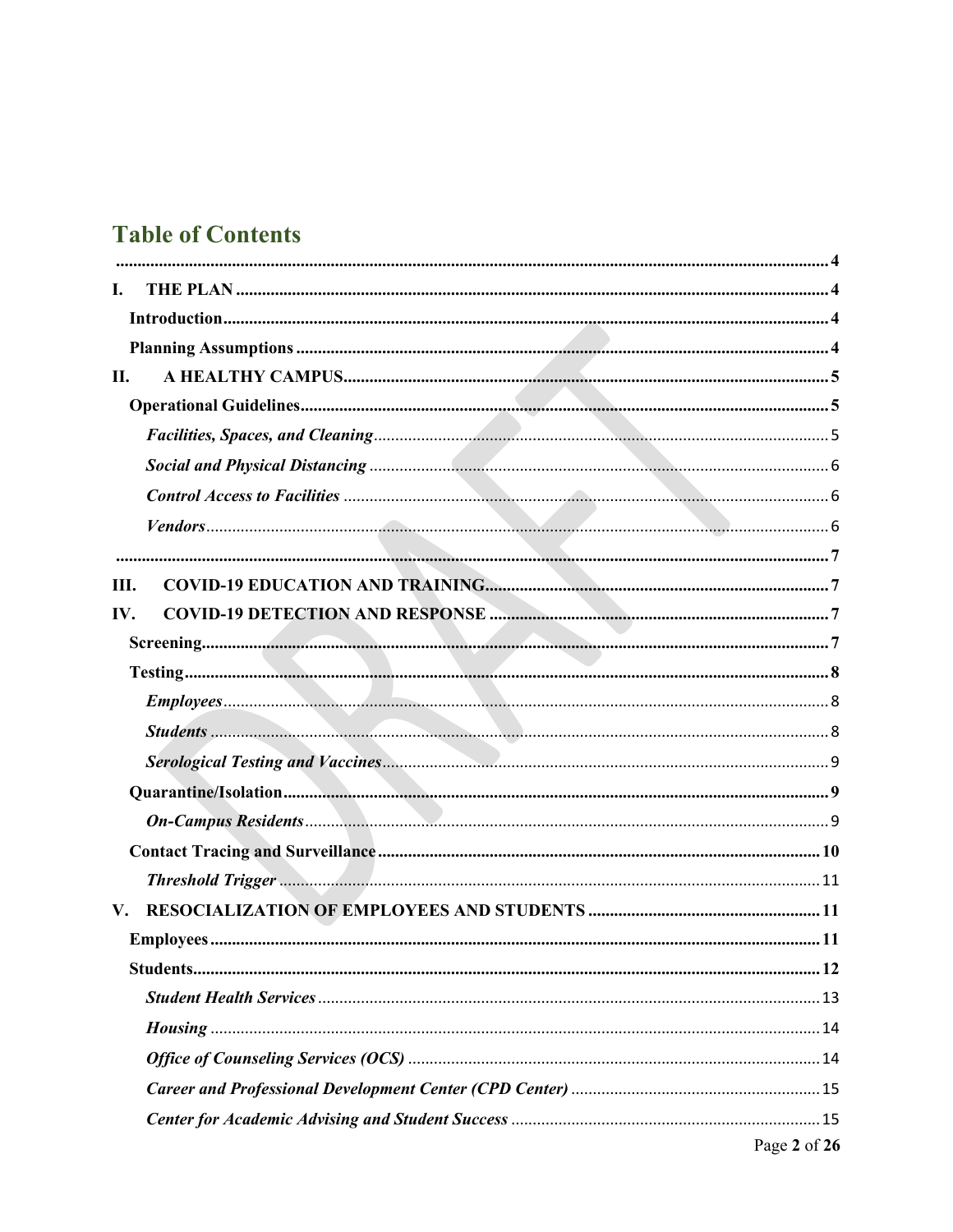# Table of Contents

.......... 4

**I. THE PLAN** .......... 4

**Introduction** .......... 4

**Planning Assumptions** .......... 4

**II. A HEALTHY CAMPUS** .......... 5

**Operational Guidelines** .......... 5

***Facilities, Spaces, and Cleaning*** .......... 5

***Social and Physical Distancing*** .......... 6

***Control Access to Facilities*** .......... 6

***Vendors*** .......... 6

.......... 7

**III. COVID-19 EDUCATION AND TRAINING** .......... 7

**IV. COVID-19 DETECTION AND RESPONSE** .......... 7

**Screening** .......... 7

**Testing** .......... 8

***Employees*** .......... 8

***Students*** .......... 8

***Serological Testing and Vaccines*** .......... 9

**Quarantine/Isolation** .......... 9

***On-Campus Residents*** .......... 9

**Contact Tracing and Surveillance** .......... 10

***Threshold Trigger*** .......... 11

**V. RESOCIALIZATION OF EMPLOYEES AND STUDENTS** .......... 11

**Employees** .......... 11

**Students** .......... 12

***Student Health Services*** .......... 13

***Housing*** .......... 14

***Office of Counseling Services (OCS)*** .......... 14

***Career and Professional Development Center (CPD Center)*** .......... 15

***Center for Academic Advising and Student Success*** .......... 15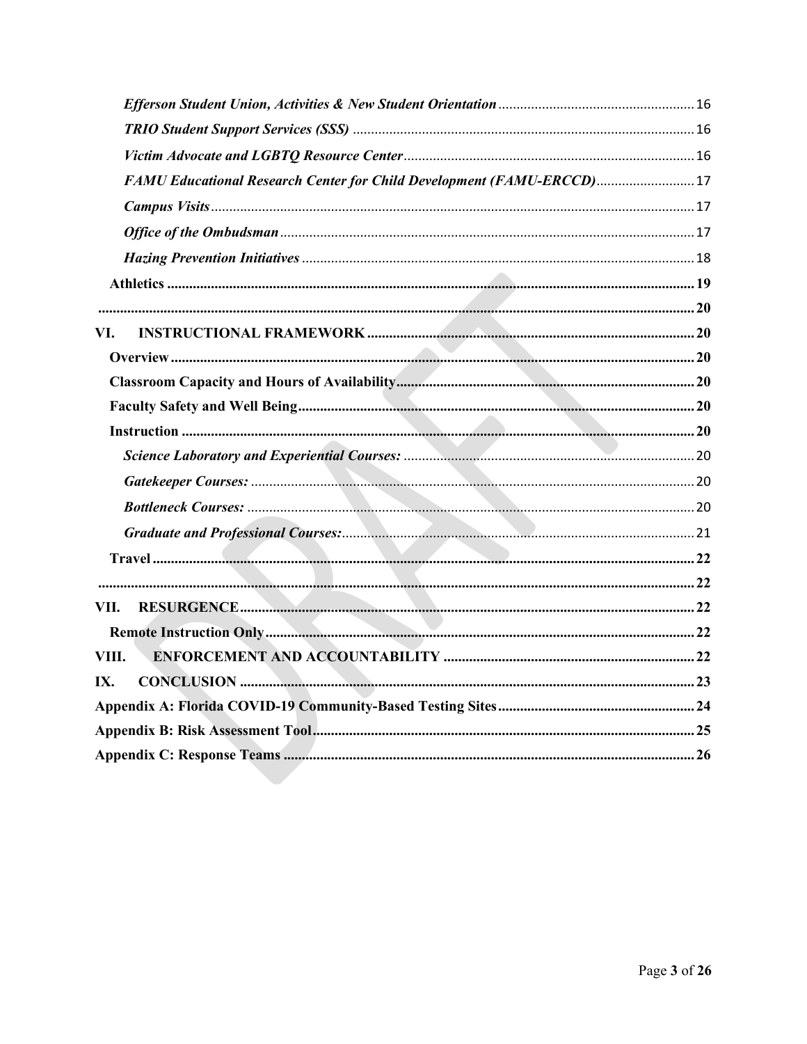*Efferson Student Union, Activities & New Student Orientation* ..... 16

*TRIO Student Support Services (SSS)* ..... 16

*Victim Advocate and LGBTQ Resource Center* ..... 16

*FAMU Educational Research Center for Child Development (FAMU-ERCCD)* ..... 17

*Campus Visits* ..... 17

*Office of the Ombudsman* ..... 17

*Hazing Prevention Initiatives* ..... 18

**Athletics** ..... 19

..... 20

**VI. INSTRUCTIONAL FRAMEWORK** ..... 20

**Overview** ..... 20

**Classroom Capacity and Hours of Availability** ..... 20

**Faculty Safety and Well Being** ..... 20

**Instruction** ..... 20

*Science Laboratory and Experiential Courses:* ..... 20

*Gatekeeper Courses:* ..... 20

*Bottleneck Courses:* ..... 20

*Graduate and Professional Courses:* ..... 21

**Travel** ..... 22

..... 22

**VII. RESURGENCE** ..... 22

**Remote Instruction Only** ..... 22

**VIII. ENFORCEMENT AND ACCOUNTABILITY** ..... 22

**IX. CONCLUSION** ..... 23

**Appendix A: Florida COVID-19 Community-Based Testing Sites** ..... 24

**Appendix B: Risk Assessment Tool** ..... 25

**Appendix C: Response Teams** ..... 26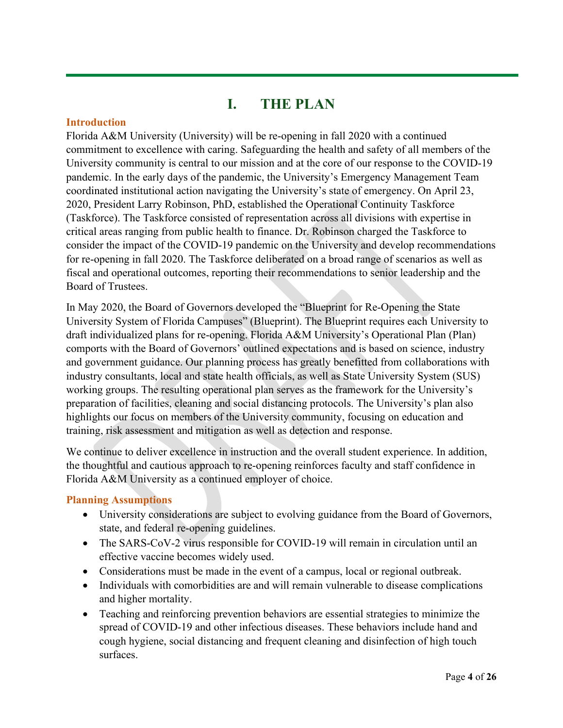# I. THE PLAN

## Introduction

Florida A&M University (University) will be re-opening in fall 2020 with a continued commitment to excellence with caring. Safeguarding the health and safety of all members of the University community is central to our mission and at the core of our response to the COVID-19 pandemic. In the early days of the pandemic, the University's Emergency Management Team coordinated institutional action navigating the University's state of emergency. On April 23, 2020, President Larry Robinson, PhD, established the Operational Continuity Taskforce (Taskforce). The Taskforce consisted of representation across all divisions with expertise in critical areas ranging from public health to finance. Dr. Robinson charged the Taskforce to consider the impact of the COVID-19 pandemic on the University and develop recommendations for re-opening in fall 2020. The Taskforce deliberated on a broad range of scenarios as well as fiscal and operational outcomes, reporting their recommendations to senior leadership and the Board of Trustees.

In May 2020, the Board of Governors developed the "Blueprint for Re-Opening the State University System of Florida Campuses" (Blueprint). The Blueprint requires each University to draft individualized plans for re-opening. Florida A&M University's Operational Plan (Plan) comports with the Board of Governors' outlined expectations and is based on science, industry and government guidance. Our planning process has greatly benefitted from collaborations with industry consultants, local and state health officials, as well as State University System (SUS) working groups. The resulting operational plan serves as the framework for the University's preparation of facilities, cleaning and social distancing protocols. The University's plan also highlights our focus on members of the University community, focusing on education and training, risk assessment and mitigation as well as detection and response.

We continue to deliver excellence in instruction and the overall student experience. In addition, the thoughtful and cautious approach to re-opening reinforces faculty and staff confidence in Florida A&M University as a continued employer of choice.

## Planning Assumptions

- University considerations are subject to evolving guidance from the Board of Governors, state, and federal re-opening guidelines.
- The SARS-CoV-2 virus responsible for COVID-19 will remain in circulation until an effective vaccine becomes widely used.
- Considerations must be made in the event of a campus, local or regional outbreak.
- Individuals with comorbidities are and will remain vulnerable to disease complications and higher mortality.
- Teaching and reinforcing prevention behaviors are essential strategies to minimize the spread of COVID-19 and other infectious diseases. These behaviors include hand and cough hygiene, social distancing and frequent cleaning and disinfection of high touch surfaces.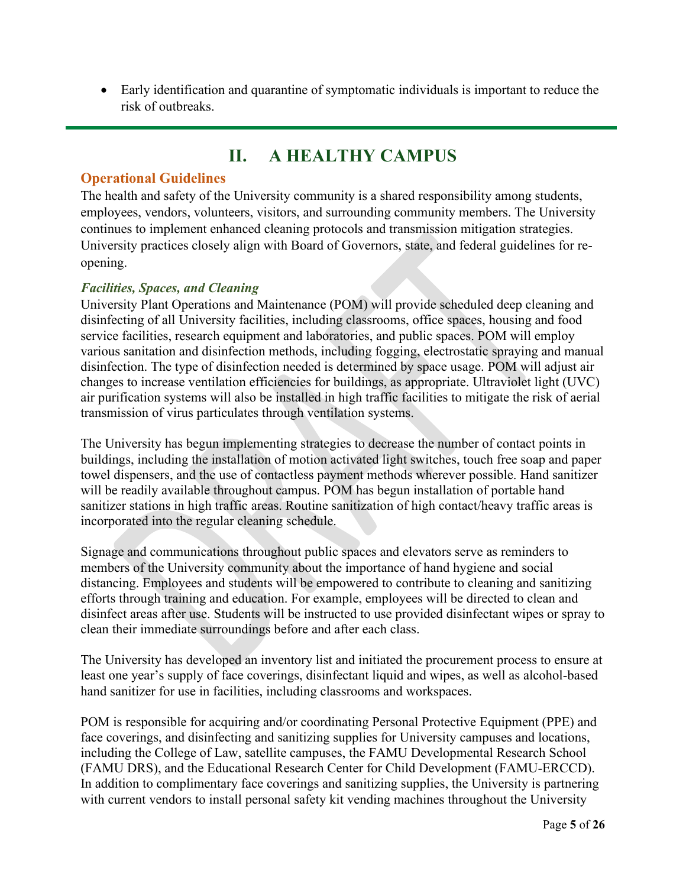- Early identification and quarantine of symptomatic individuals is important to reduce the risk of outbreaks.

# II. A HEALTHY CAMPUS

## Operational Guidelines

The health and safety of the University community is a shared responsibility among students, employees, vendors, volunteers, visitors, and surrounding community members. The University continues to implement enhanced cleaning protocols and transmission mitigation strategies. University practices closely align with Board of Governors, state, and federal guidelines for re-opening.

### *Facilities, Spaces, and Cleaning*

University Plant Operations and Maintenance (POM) will provide scheduled deep cleaning and disinfecting of all University facilities, including classrooms, office spaces, housing and food service facilities, research equipment and laboratories, and public spaces. POM will employ various sanitation and disinfection methods, including fogging, electrostatic spraying and manual disinfection. The type of disinfection needed is determined by space usage. POM will adjust air changes to increase ventilation efficiencies for buildings, as appropriate. Ultraviolet light (UVC) air purification systems will also be installed in high traffic facilities to mitigate the risk of aerial transmission of virus particulates through ventilation systems.

The University has begun implementing strategies to decrease the number of contact points in buildings, including the installation of motion activated light switches, touch free soap and paper towel dispensers, and the use of contactless payment methods wherever possible. Hand sanitizer will be readily available throughout campus. POM has begun installation of portable hand sanitizer stations in high traffic areas. Routine sanitization of high contact/heavy traffic areas is incorporated into the regular cleaning schedule.

Signage and communications throughout public spaces and elevators serve as reminders to members of the University community about the importance of hand hygiene and social distancing. Employees and students will be empowered to contribute to cleaning and sanitizing efforts through training and education. For example, employees will be directed to clean and disinfect areas after use. Students will be instructed to use provided disinfectant wipes or spray to clean their immediate surroundings before and after each class.

The University has developed an inventory list and initiated the procurement process to ensure at least one year's supply of face coverings, disinfectant liquid and wipes, as well as alcohol-based hand sanitizer for use in facilities, including classrooms and workspaces.

POM is responsible for acquiring and/or coordinating Personal Protective Equipment (PPE) and face coverings, and disinfecting and sanitizing supplies for University campuses and locations, including the College of Law, satellite campuses, the FAMU Developmental Research School (FAMU DRS), and the Educational Research Center for Child Development (FAMU-ERCCD). In addition to complimentary face coverings and sanitizing supplies, the University is partnering with current vendors to install personal safety kit vending machines throughout the University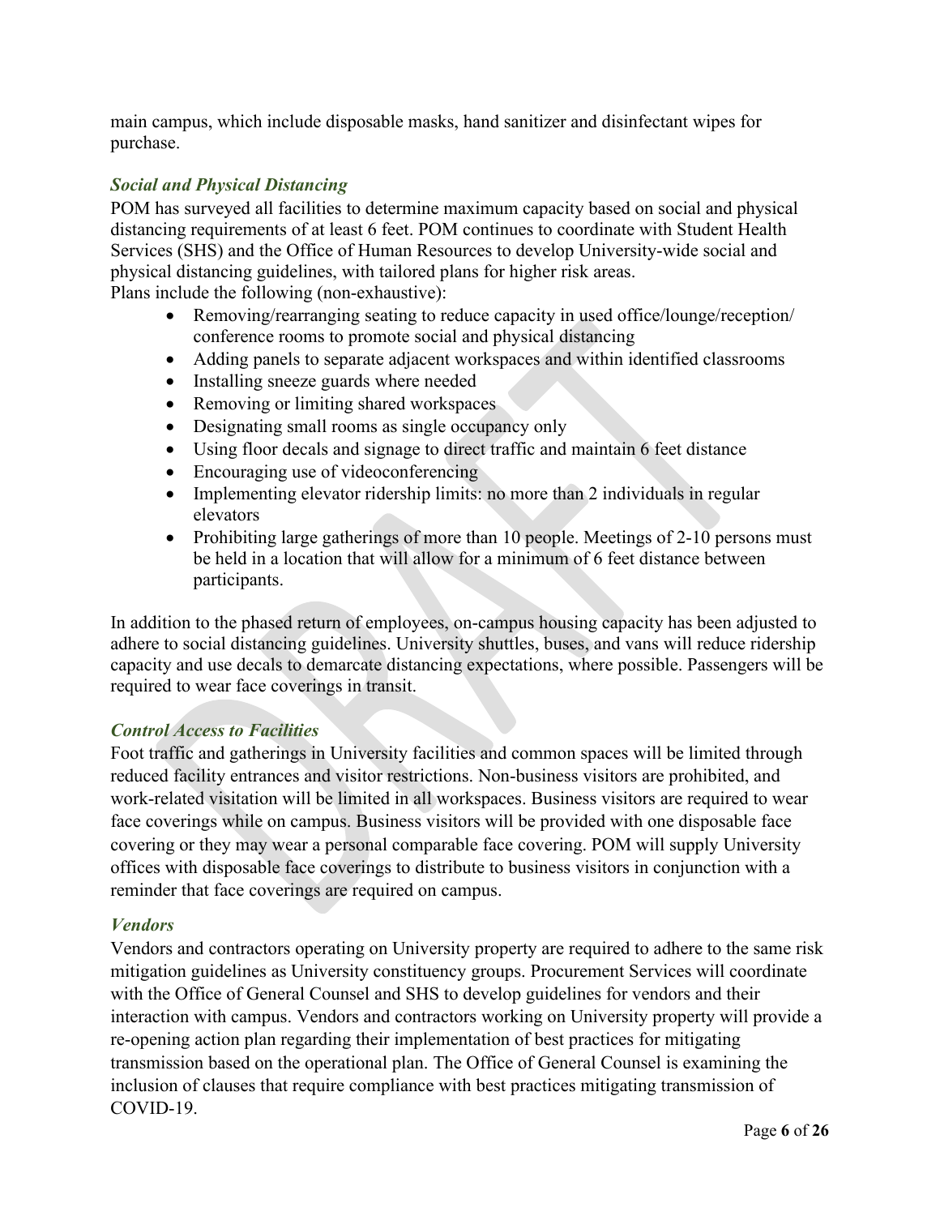main campus, which include disposable masks, hand sanitizer and disinfectant wipes for purchase.

### *Social and Physical Distancing*

POM has surveyed all facilities to determine maximum capacity based on social and physical distancing requirements of at least 6 feet. POM continues to coordinate with Student Health Services (SHS) and the Office of Human Resources to develop University-wide social and physical distancing guidelines, with tailored plans for higher risk areas.
Plans include the following (non-exhaustive):

- Removing/rearranging seating to reduce capacity in used office/lounge/reception/ conference rooms to promote social and physical distancing
- Adding panels to separate adjacent workspaces and within identified classrooms
- Installing sneeze guards where needed
- Removing or limiting shared workspaces
- Designating small rooms as single occupancy only
- Using floor decals and signage to direct traffic and maintain 6 feet distance
- Encouraging use of videoconferencing
- Implementing elevator ridership limits: no more than 2 individuals in regular elevators
- Prohibiting large gatherings of more than 10 people. Meetings of 2-10 persons must be held in a location that will allow for a minimum of 6 feet distance between participants.

In addition to the phased return of employees, on-campus housing capacity has been adjusted to adhere to social distancing guidelines. University shuttles, buses, and vans will reduce ridership capacity and use decals to demarcate distancing expectations, where possible. Passengers will be required to wear face coverings in transit.

### *Control Access to Facilities*

Foot traffic and gatherings in University facilities and common spaces will be limited through reduced facility entrances and visitor restrictions. Non-business visitors are prohibited, and work-related visitation will be limited in all workspaces. Business visitors are required to wear face coverings while on campus. Business visitors will be provided with one disposable face covering or they may wear a personal comparable face covering. POM will supply University offices with disposable face coverings to distribute to business visitors in conjunction with a reminder that face coverings are required on campus.

### *Vendors*

Vendors and contractors operating on University property are required to adhere to the same risk mitigation guidelines as University constituency groups. Procurement Services will coordinate with the Office of General Counsel and SHS to develop guidelines for vendors and their interaction with campus. Vendors and contractors working on University property will provide a re-opening action plan regarding their implementation of best practices for mitigating transmission based on the operational plan. The Office of General Counsel is examining the inclusion of clauses that require compliance with best practices mitigating transmission of COVID-19.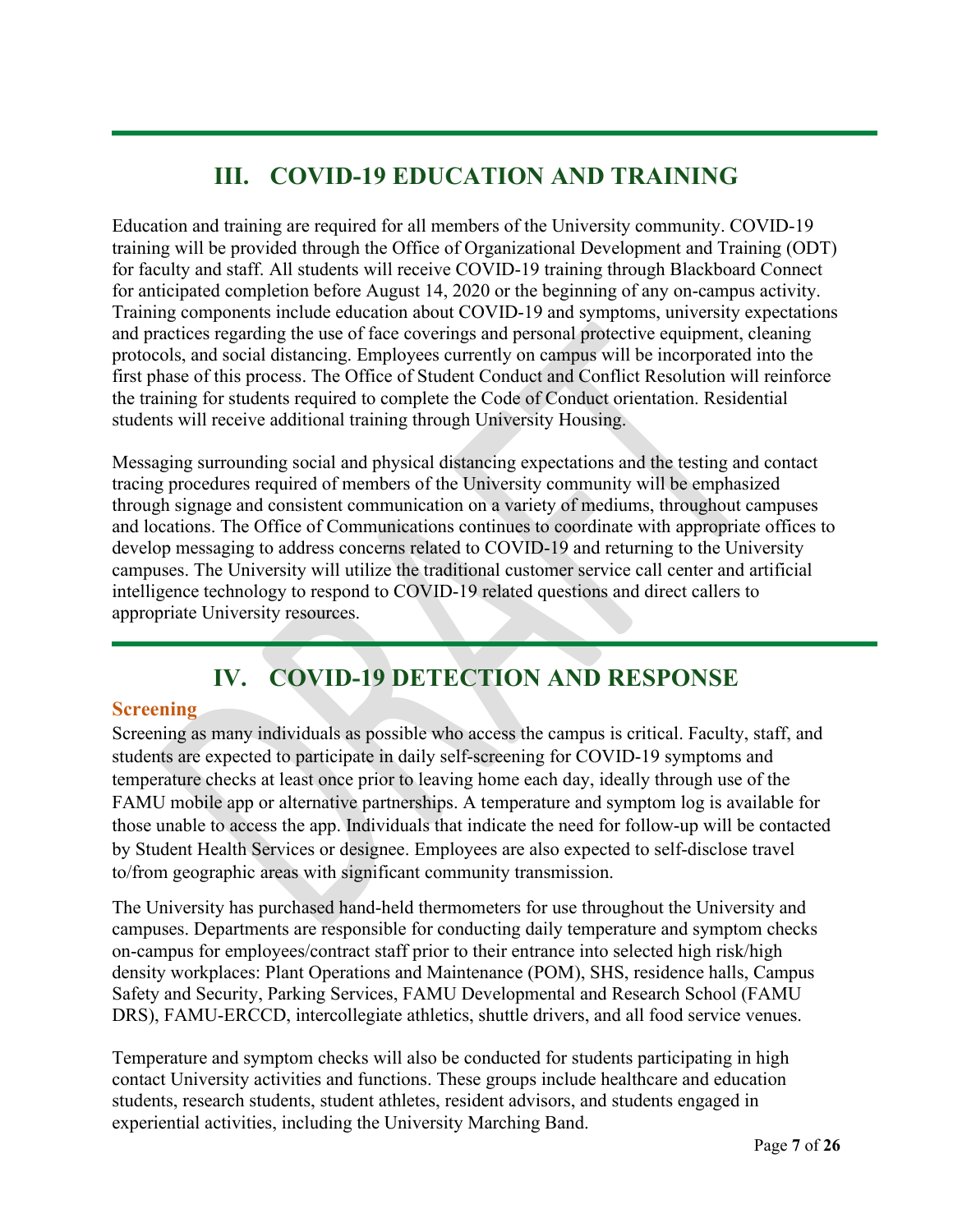## III. COVID-19 EDUCATION AND TRAINING

Education and training are required for all members of the University community. COVID-19 training will be provided through the Office of Organizational Development and Training (ODT) for faculty and staff. All students will receive COVID-19 training through Blackboard Connect for anticipated completion before August 14, 2020 or the beginning of any on-campus activity. Training components include education about COVID-19 and symptoms, university expectations and practices regarding the use of face coverings and personal protective equipment, cleaning protocols, and social distancing. Employees currently on campus will be incorporated into the first phase of this process. The Office of Student Conduct and Conflict Resolution will reinforce the training for students required to complete the Code of Conduct orientation. Residential students will receive additional training through University Housing.

Messaging surrounding social and physical distancing expectations and the testing and contact tracing procedures required of members of the University community will be emphasized through signage and consistent communication on a variety of mediums, throughout campuses and locations. The Office of Communications continues to coordinate with appropriate offices to develop messaging to address concerns related to COVID-19 and returning to the University campuses. The University will utilize the traditional customer service call center and artificial intelligence technology to respond to COVID-19 related questions and direct callers to appropriate University resources.

## IV. COVID-19 DETECTION AND RESPONSE

### Screening

Screening as many individuals as possible who access the campus is critical. Faculty, staff, and students are expected to participate in daily self-screening for COVID-19 symptoms and temperature checks at least once prior to leaving home each day, ideally through use of the FAMU mobile app or alternative partnerships. A temperature and symptom log is available for those unable to access the app. Individuals that indicate the need for follow-up will be contacted by Student Health Services or designee. Employees are also expected to self-disclose travel to/from geographic areas with significant community transmission.

The University has purchased hand-held thermometers for use throughout the University and campuses. Departments are responsible for conducting daily temperature and symptom checks on-campus for employees/contract staff prior to their entrance into selected high risk/high density workplaces: Plant Operations and Maintenance (POM), SHS, residence halls, Campus Safety and Security, Parking Services, FAMU Developmental and Research School (FAMU DRS), FAMU-ERCCD, intercollegiate athletics, shuttle drivers, and all food service venues.

Temperature and symptom checks will also be conducted for students participating in high contact University activities and functions. These groups include healthcare and education students, research students, student athletes, resident advisors, and students engaged in experiential activities, including the University Marching Band.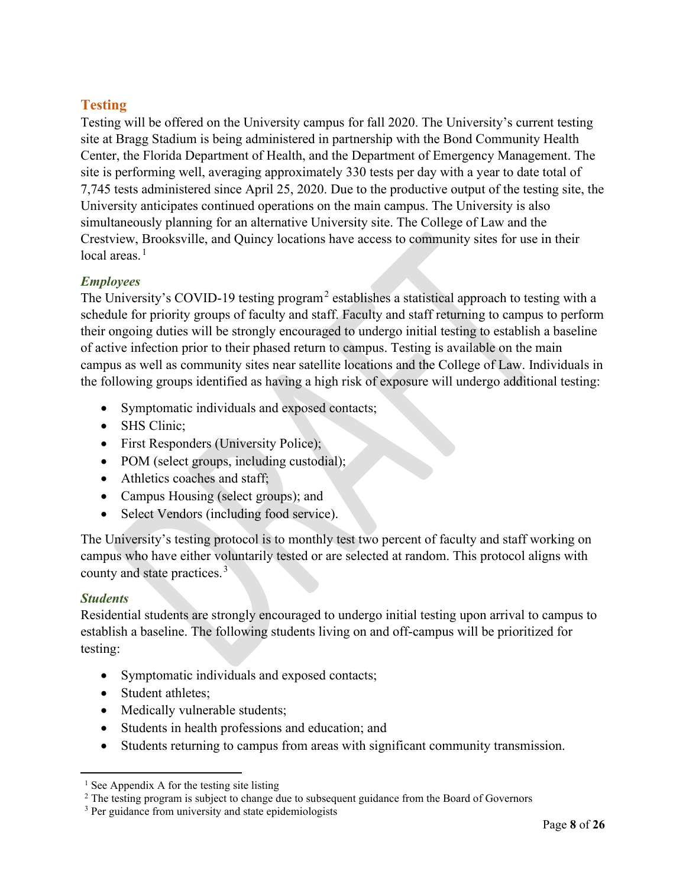## Testing

Testing will be offered on the University campus for fall 2020. The University's current testing site at Bragg Stadium is being administered in partnership with the Bond Community Health Center, the Florida Department of Health, and the Department of Emergency Management. The site is performing well, averaging approximately 330 tests per day with a year to date total of 7,745 tests administered since April 25, 2020. Due to the productive output of the testing site, the University anticipates continued operations on the main campus. The University is also simultaneously planning for an alternative University site. The College of Law and the Crestview, Brooksville, and Quincy locations have access to community sites for use in their local areas.[1]

### *Employees*

The University's COVID-19 testing program[2] establishes a statistical approach to testing with a schedule for priority groups of faculty and staff. Faculty and staff returning to campus to perform their ongoing duties will be strongly encouraged to undergo initial testing to establish a baseline of active infection prior to their phased return to campus. Testing is available on the main campus as well as community sites near satellite locations and the College of Law. Individuals in the following groups identified as having a high risk of exposure will undergo additional testing:

- Symptomatic individuals and exposed contacts;
- SHS Clinic;
- First Responders (University Police);
- POM (select groups, including custodial);
- Athletics coaches and staff;
- Campus Housing (select groups); and
- Select Vendors (including food service).

The University's testing protocol is to monthly test two percent of faculty and staff working on campus who have either voluntarily tested or are selected at random. This protocol aligns with county and state practices.[3]

### *Students*

Residential students are strongly encouraged to undergo initial testing upon arrival to campus to establish a baseline. The following students living on and off-campus will be prioritized for testing:

- Symptomatic individuals and exposed contacts;
- Student athletes;
- Medically vulnerable students;
- Students in health professions and education; and
- Students returning to campus from areas with significant community transmission.

---

[1] See Appendix A for the testing site listing

[2] The testing program is subject to change due to subsequent guidance from the Board of Governors

[3] Per guidance from university and state epidemiologists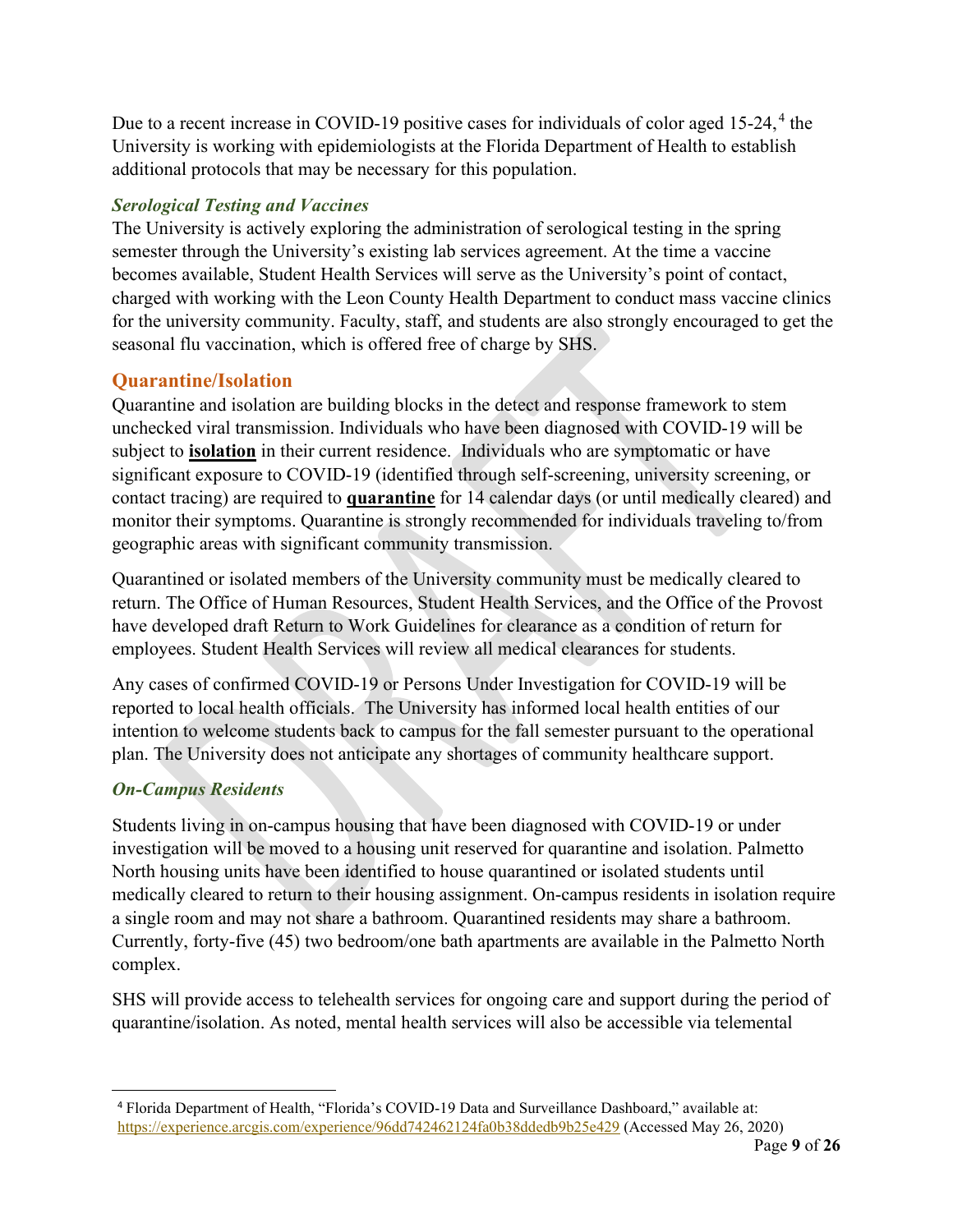Due to a recent increase in COVID-19 positive cases for individuals of color aged 15-24,[4] the University is working with epidemiologists at the Florida Department of Health to establish additional protocols that may be necessary for this population.

### *Serological Testing and Vaccines*

The University is actively exploring the administration of serological testing in the spring semester through the University's existing lab services agreement. At the time a vaccine becomes available, Student Health Services will serve as the University's point of contact, charged with working with the Leon County Health Department to conduct mass vaccine clinics for the university community. Faculty, staff, and students are also strongly encouraged to get the seasonal flu vaccination, which is offered free of charge by SHS.

## Quarantine/Isolation

Quarantine and isolation are building blocks in the detect and response framework to stem unchecked viral transmission. Individuals who have been diagnosed with COVID-19 will be subject to **isolation** in their current residence. Individuals who are symptomatic or have significant exposure to COVID-19 (identified through self-screening, university screening, or contact tracing) are required to **quarantine** for 14 calendar days (or until medically cleared) and monitor their symptoms. Quarantine is strongly recommended for individuals traveling to/from geographic areas with significant community transmission.

Quarantined or isolated members of the University community must be medically cleared to return. The Office of Human Resources, Student Health Services, and the Office of the Provost have developed draft Return to Work Guidelines for clearance as a condition of return for employees. Student Health Services will review all medical clearances for students.

Any cases of confirmed COVID-19 or Persons Under Investigation for COVID-19 will be reported to local health officials. The University has informed local health entities of our intention to welcome students back to campus for the fall semester pursuant to the operational plan. The University does not anticipate any shortages of community healthcare support.

### *On-Campus Residents*

Students living in on-campus housing that have been diagnosed with COVID-19 or under investigation will be moved to a housing unit reserved for quarantine and isolation. Palmetto North housing units have been identified to house quarantined or isolated students until medically cleared to return to their housing assignment. On-campus residents in isolation require a single room and may not share a bathroom. Quarantined residents may share a bathroom. Currently, forty-five (45) two bedroom/one bath apartments are available in the Palmetto North complex.

SHS will provide access to telehealth services for ongoing care and support during the period of quarantine/isolation. As noted, mental health services will also be accessible via telemental

---

[4] Florida Department of Health, "Florida's COVID-19 Data and Surveillance Dashboard," available at: https://experience.arcgis.com/experience/96dd742462124fa0b38ddedb9b25e429 (Accessed May 26, 2020)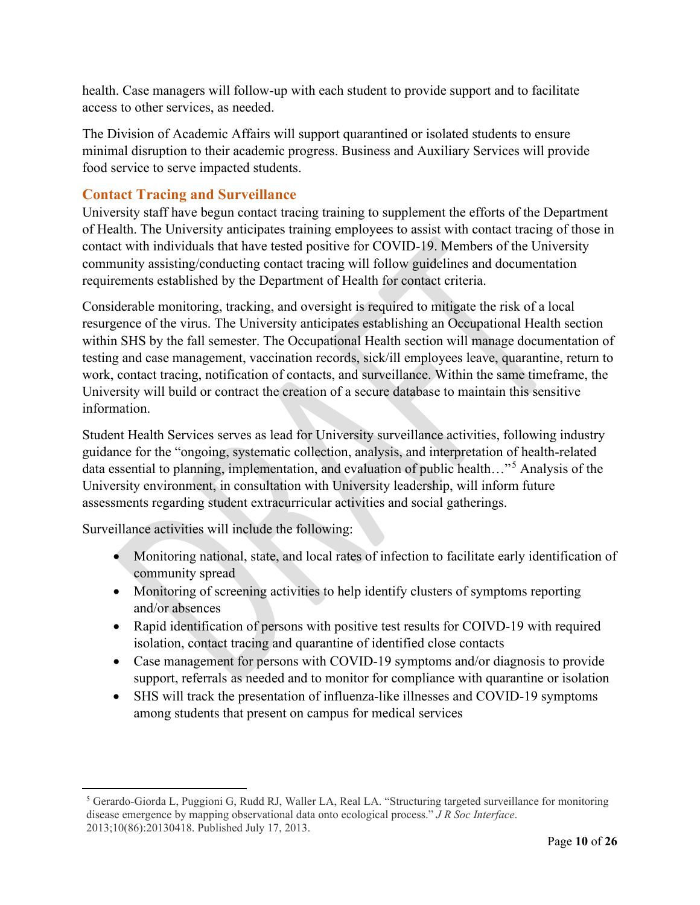health. Case managers will follow-up with each student to provide support and to facilitate access to other services, as needed.

The Division of Academic Affairs will support quarantined or isolated students to ensure minimal disruption to their academic progress. Business and Auxiliary Services will provide food service to serve impacted students.

## Contact Tracing and Surveillance

University staff have begun contact tracing training to supplement the efforts of the Department of Health. The University anticipates training employees to assist with contact tracing of those in contact with individuals that have tested positive for COVID-19. Members of the University community assisting/conducting contact tracing will follow guidelines and documentation requirements established by the Department of Health for contact criteria.

Considerable monitoring, tracking, and oversight is required to mitigate the risk of a local resurgence of the virus. The University anticipates establishing an Occupational Health section within SHS by the fall semester. The Occupational Health section will manage documentation of testing and case management, vaccination records, sick/ill employees leave, quarantine, return to work, contact tracing, notification of contacts, and surveillance. Within the same timeframe, the University will build or contract the creation of a secure database to maintain this sensitive information.

Student Health Services serves as lead for University surveillance activities, following industry guidance for the "ongoing, systematic collection, analysis, and interpretation of health-related data essential to planning, implementation, and evaluation of public health…"[5] Analysis of the University environment, in consultation with University leadership, will inform future assessments regarding student extracurricular activities and social gatherings.

Surveillance activities will include the following:

- Monitoring national, state, and local rates of infection to facilitate early identification of community spread
- Monitoring of screening activities to help identify clusters of symptoms reporting and/or absences
- Rapid identification of persons with positive test results for COIVD-19 with required isolation, contact tracing and quarantine of identified close contacts
- Case management for persons with COVID-19 symptoms and/or diagnosis to provide support, referrals as needed and to monitor for compliance with quarantine or isolation
- SHS will track the presentation of influenza-like illnesses and COVID-19 symptoms among students that present on campus for medical services

---

[5] Gerardo-Giorda L, Puggioni G, Rudd RJ, Waller LA, Real LA. "Structuring targeted surveillance for monitoring disease emergence by mapping observational data onto ecological process." *J R Soc Interface*. 2013;10(86):20130418. Published July 17, 2013.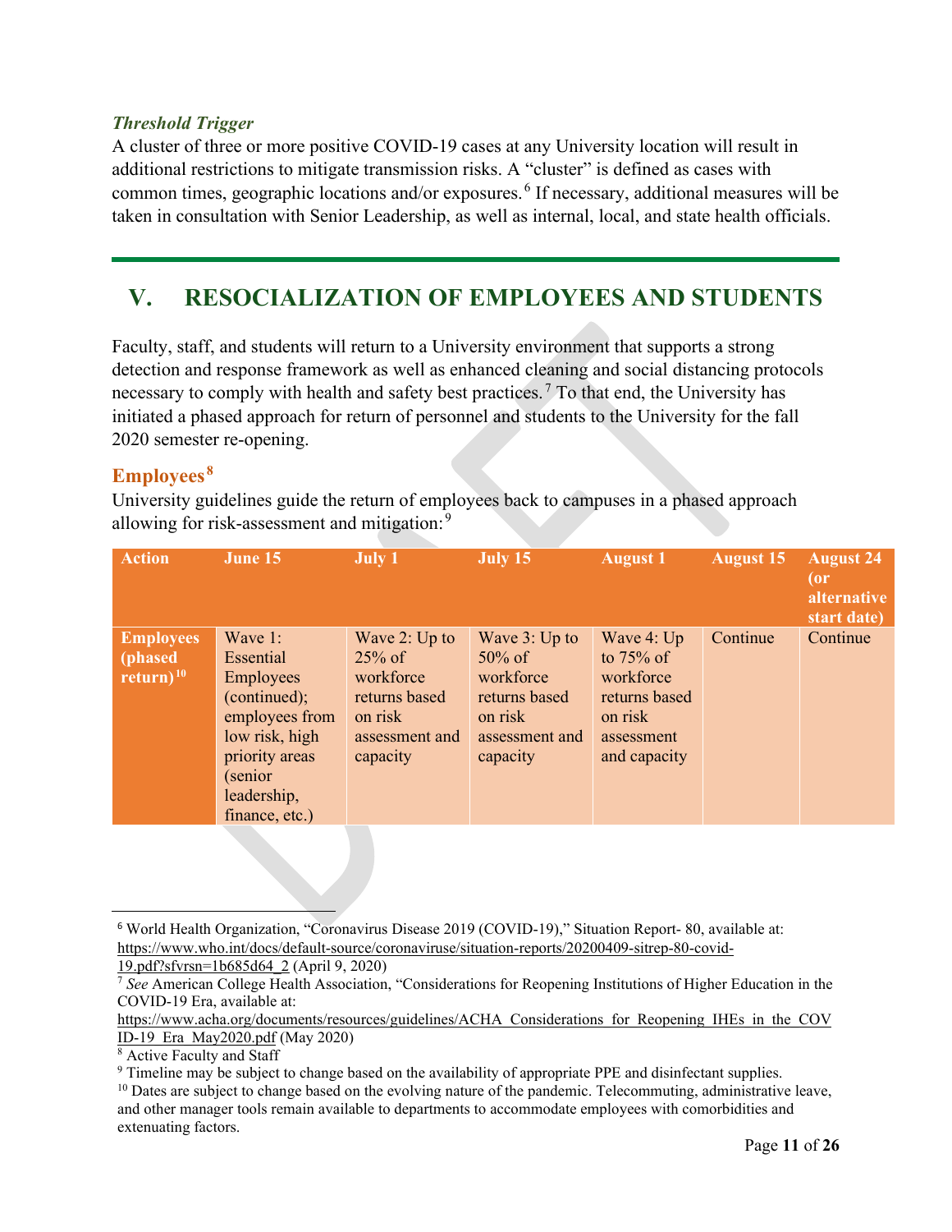### *Threshold Trigger*

A cluster of three or more positive COVID-19 cases at any University location will result in additional restrictions to mitigate transmission risks. A "cluster" is defined as cases with common times, geographic locations and/or exposures.[6] If necessary, additional measures will be taken in consultation with Senior Leadership, as well as internal, local, and state health officials.

# V. RESOCIALIZATION OF EMPLOYEES AND STUDENTS

Faculty, staff, and students will return to a University environment that supports a strong detection and response framework as well as enhanced cleaning and social distancing protocols necessary to comply with health and safety best practices.[7] To that end, the University has initiated a phased approach for return of personnel and students to the University for the fall 2020 semester re-opening.

## Employees[8]

University guidelines guide the return of employees back to campuses in a phased approach allowing for risk-assessment and mitigation:[9]

| Action | June 15 | July 1 | July 15 | August 1 | August 15 | August 24 (or alternative start date) |
|---|---|---|---|---|---|---|
| **Employees (phased return)[10]** | Wave 1: Essential Employees (continued); employees from low risk, high priority areas (senior leadership, finance, etc.) | Wave 2: Up to 25% of workforce returns based on risk assessment and capacity | Wave 3: Up to 50% of workforce returns based on risk assessment and capacity | Wave 4: Up to 75% of workforce returns based on risk assessment and capacity | Continue | Continue |

---

[6] World Health Organization, "Coronavirus Disease 2019 (COVID-19)," Situation Report- 80, available at: https://www.who.int/docs/default-source/coronaviruse/situation-reports/20200409-sitrep-80-covid-19.pdf?sfvrsn=1b685d64_2 (April 9, 2020)

[7] *See* American College Health Association, "Considerations for Reopening Institutions of Higher Education in the COVID-19 Era, available at: https://www.acha.org/documents/resources/guidelines/ACHA_Considerations_for_Reopening_IHEs_in_the_COVID-19_Era_May2020.pdf (May 2020)

[8] Active Faculty and Staff

[9] Timeline may be subject to change based on the availability of appropriate PPE and disinfectant supplies.

[10] Dates are subject to change based on the evolving nature of the pandemic. Telecommuting, administrative leave, and other manager tools remain available to departments to accommodate employees with comorbidities and extenuating factors.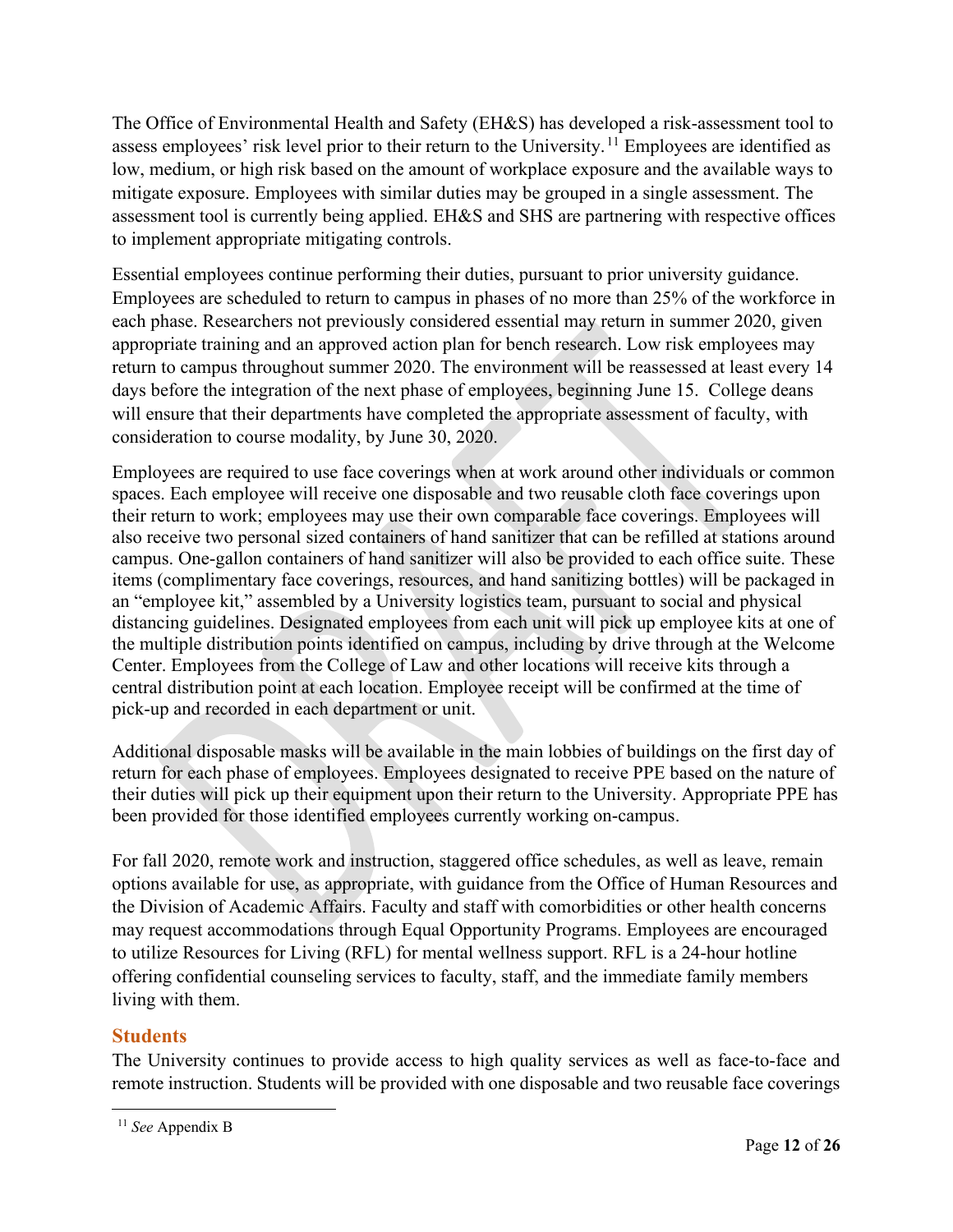The Office of Environmental Health and Safety (EH&S) has developed a risk-assessment tool to assess employees' risk level prior to their return to the University.[11] Employees are identified as low, medium, or high risk based on the amount of workplace exposure and the available ways to mitigate exposure. Employees with similar duties may be grouped in a single assessment. The assessment tool is currently being applied. EH&S and SHS are partnering with respective offices to implement appropriate mitigating controls.

Essential employees continue performing their duties, pursuant to prior university guidance. Employees are scheduled to return to campus in phases of no more than 25% of the workforce in each phase. Researchers not previously considered essential may return in summer 2020, given appropriate training and an approved action plan for bench research. Low risk employees may return to campus throughout summer 2020. The environment will be reassessed at least every 14 days before the integration of the next phase of employees, beginning June 15. College deans will ensure that their departments have completed the appropriate assessment of faculty, with consideration to course modality, by June 30, 2020.

Employees are required to use face coverings when at work around other individuals or common spaces. Each employee will receive one disposable and two reusable cloth face coverings upon their return to work; employees may use their own comparable face coverings. Employees will also receive two personal sized containers of hand sanitizer that can be refilled at stations around campus. One-gallon containers of hand sanitizer will also be provided to each office suite. These items (complimentary face coverings, resources, and hand sanitizing bottles) will be packaged in an "employee kit," assembled by a University logistics team, pursuant to social and physical distancing guidelines. Designated employees from each unit will pick up employee kits at one of the multiple distribution points identified on campus, including by drive through at the Welcome Center. Employees from the College of Law and other locations will receive kits through a central distribution point at each location. Employee receipt will be confirmed at the time of pick-up and recorded in each department or unit.

Additional disposable masks will be available in the main lobbies of buildings on the first day of return for each phase of employees. Employees designated to receive PPE based on the nature of their duties will pick up their equipment upon their return to the University. Appropriate PPE has been provided for those identified employees currently working on-campus.

For fall 2020, remote work and instruction, staggered office schedules, as well as leave, remain options available for use, as appropriate, with guidance from the Office of Human Resources and the Division of Academic Affairs. Faculty and staff with comorbidities or other health concerns may request accommodations through Equal Opportunity Programs. Employees are encouraged to utilize Resources for Living (RFL) for mental wellness support. RFL is a 24-hour hotline offering confidential counseling services to faculty, staff, and the immediate family members living with them.

## Students

The University continues to provide access to high quality services as well as face-to-face and remote instruction. Students will be provided with one disposable and two reusable face coverings

[11] *See* Appendix B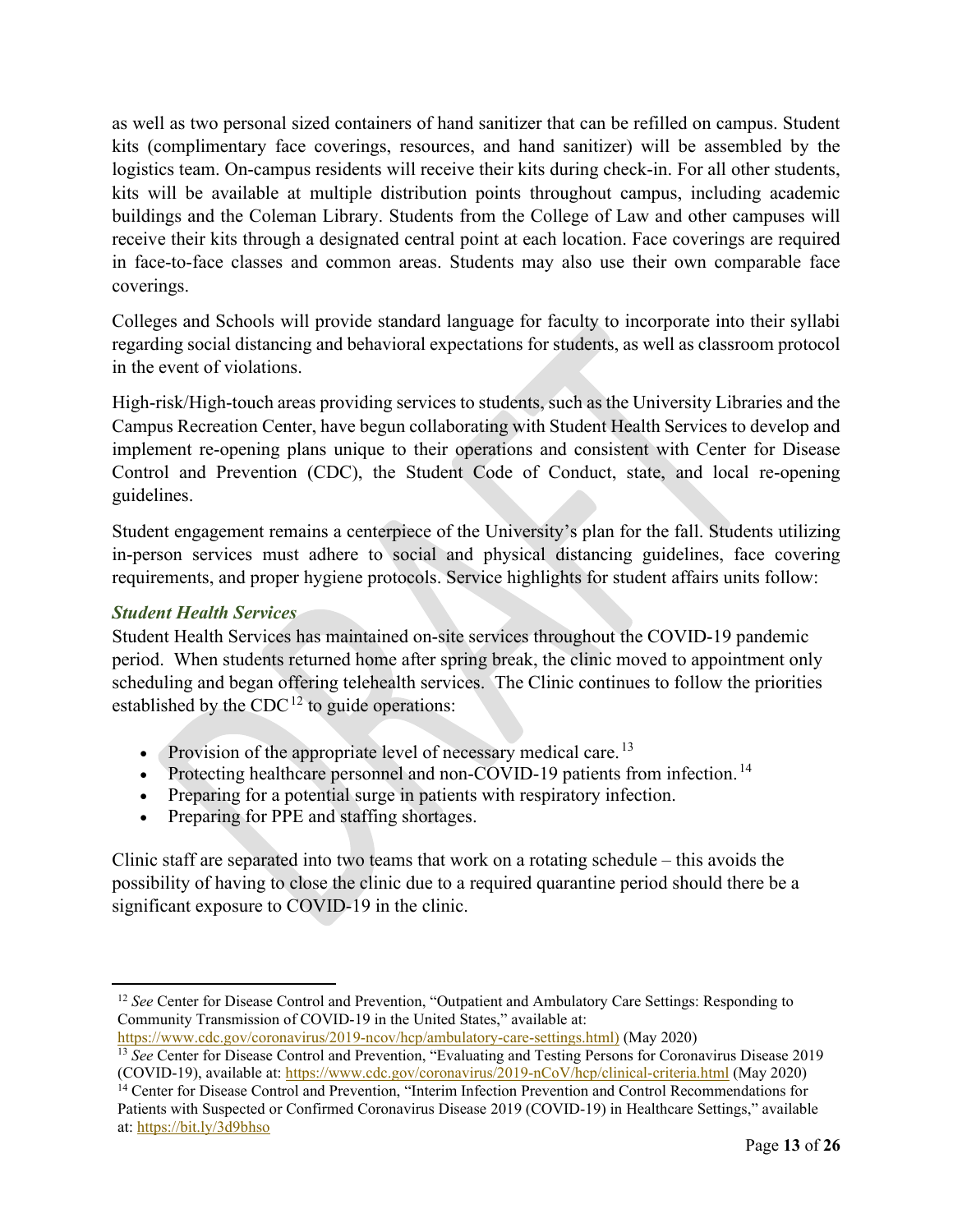as well as two personal sized containers of hand sanitizer that can be refilled on campus. Student kits (complimentary face coverings, resources, and hand sanitizer) will be assembled by the logistics team. On-campus residents will receive their kits during check-in. For all other students, kits will be available at multiple distribution points throughout campus, including academic buildings and the Coleman Library. Students from the College of Law and other campuses will receive their kits through a designated central point at each location. Face coverings are required in face-to-face classes and common areas. Students may also use their own comparable face coverings.

Colleges and Schools will provide standard language for faculty to incorporate into their syllabi regarding social distancing and behavioral expectations for students, as well as classroom protocol in the event of violations.

High-risk/High-touch areas providing services to students, such as the University Libraries and the Campus Recreation Center, have begun collaborating with Student Health Services to develop and implement re-opening plans unique to their operations and consistent with Center for Disease Control and Prevention (CDC), the Student Code of Conduct, state, and local re-opening guidelines.

Student engagement remains a centerpiece of the University's plan for the fall. Students utilizing in-person services must adhere to social and physical distancing guidelines, face covering requirements, and proper hygiene protocols. Service highlights for student affairs units follow:

### *Student Health Services*

Student Health Services has maintained on-site services throughout the COVID-19 pandemic period. When students returned home after spring break, the clinic moved to appointment only scheduling and began offering telehealth services. The Clinic continues to follow the priorities established by the CDC[12] to guide operations:

- Provision of the appropriate level of necessary medical care.[13]
- Protecting healthcare personnel and non-COVID-19 patients from infection.[14]
- Preparing for a potential surge in patients with respiratory infection.
- Preparing for PPE and staffing shortages.

Clinic staff are separated into two teams that work on a rotating schedule – this avoids the possibility of having to close the clinic due to a required quarantine period should there be a significant exposure to COVID-19 in the clinic.

---

[12] *See* Center for Disease Control and Prevention, "Outpatient and Ambulatory Care Settings: Responding to Community Transmission of COVID-19 in the United States," available at: https://www.cdc.gov/coronavirus/2019-ncov/hcp/ambulatory-care-settings.html) (May 2020)

[13] *See* Center for Disease Control and Prevention, "Evaluating and Testing Persons for Coronavirus Disease 2019 (COVID-19), available at: https://www.cdc.gov/coronavirus/2019-nCoV/hcp/clinical-criteria.html (May 2020)

[14] Center for Disease Control and Prevention, "Interim Infection Prevention and Control Recommendations for Patients with Suspected or Confirmed Coronavirus Disease 2019 (COVID-19) in Healthcare Settings," available at: https://bit.ly/3d9bhso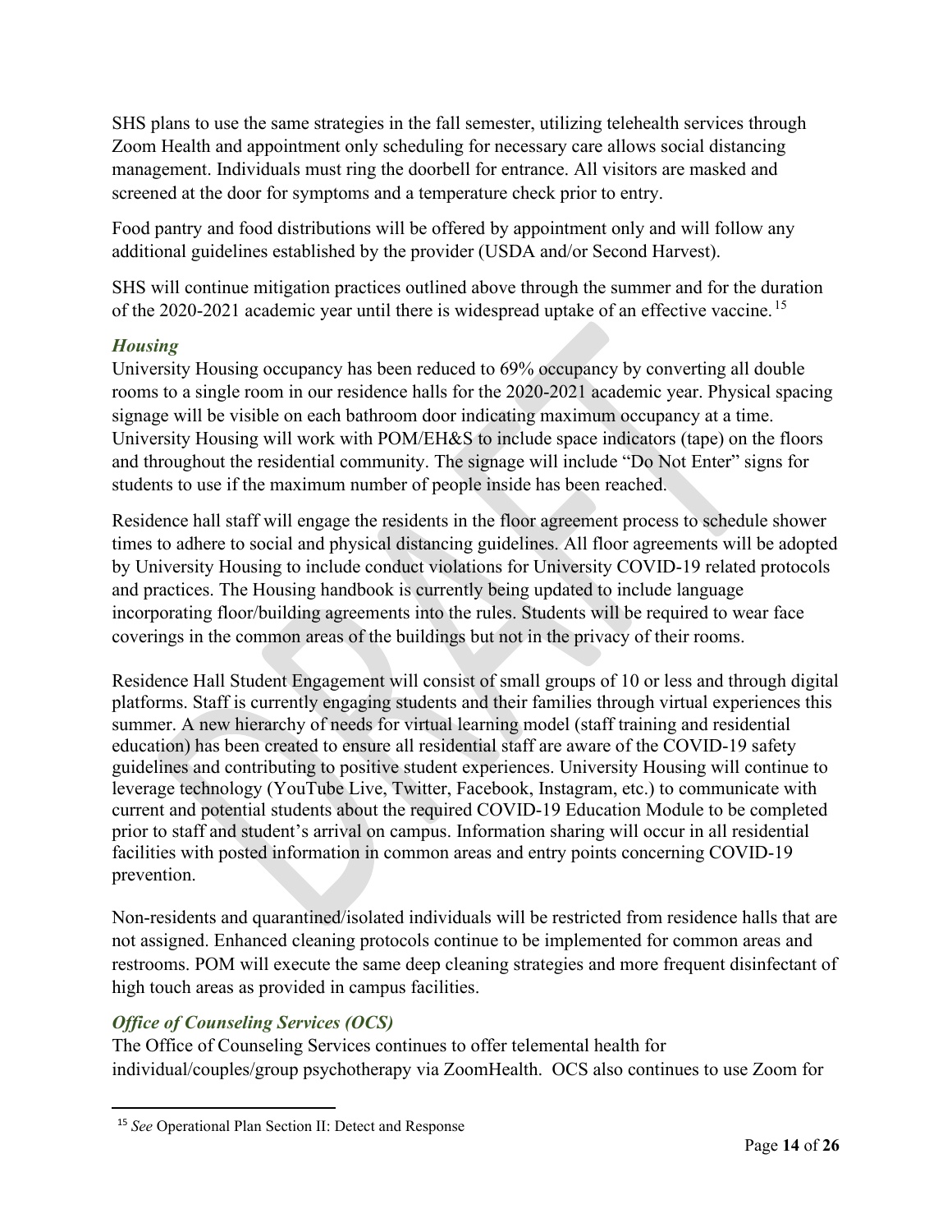SHS plans to use the same strategies in the fall semester, utilizing telehealth services through Zoom Health and appointment only scheduling for necessary care allows social distancing management. Individuals must ring the doorbell for entrance. All visitors are masked and screened at the door for symptoms and a temperature check prior to entry.

Food pantry and food distributions will be offered by appointment only and will follow any additional guidelines established by the provider (USDA and/or Second Harvest).

SHS will continue mitigation practices outlined above through the summer and for the duration of the 2020-2021 academic year until there is widespread uptake of an effective vaccine.[15]

### *Housing*

University Housing occupancy has been reduced to 69% occupancy by converting all double rooms to a single room in our residence halls for the 2020-2021 academic year. Physical spacing signage will be visible on each bathroom door indicating maximum occupancy at a time. University Housing will work with POM/EH&S to include space indicators (tape) on the floors and throughout the residential community. The signage will include "Do Not Enter" signs for students to use if the maximum number of people inside has been reached.

Residence hall staff will engage the residents in the floor agreement process to schedule shower times to adhere to social and physical distancing guidelines. All floor agreements will be adopted by University Housing to include conduct violations for University COVID-19 related protocols and practices. The Housing handbook is currently being updated to include language incorporating floor/building agreements into the rules. Students will be required to wear face coverings in the common areas of the buildings but not in the privacy of their rooms.

Residence Hall Student Engagement will consist of small groups of 10 or less and through digital platforms. Staff is currently engaging students and their families through virtual experiences this summer. A new hierarchy of needs for virtual learning model (staff training and residential education) has been created to ensure all residential staff are aware of the COVID-19 safety guidelines and contributing to positive student experiences. University Housing will continue to leverage technology (YouTube Live, Twitter, Facebook, Instagram, etc.) to communicate with current and potential students about the required COVID-19 Education Module to be completed prior to staff and student's arrival on campus. Information sharing will occur in all residential facilities with posted information in common areas and entry points concerning COVID-19 prevention.

Non-residents and quarantined/isolated individuals will be restricted from residence halls that are not assigned. Enhanced cleaning protocols continue to be implemented for common areas and restrooms. POM will execute the same deep cleaning strategies and more frequent disinfectant of high touch areas as provided in campus facilities.

### *Office of Counseling Services (OCS)*

The Office of Counseling Services continues to offer telemental health for individual/couples/group psychotherapy via ZoomHealth. OCS also continues to use Zoom for

[15] *See* Operational Plan Section II: Detect and Response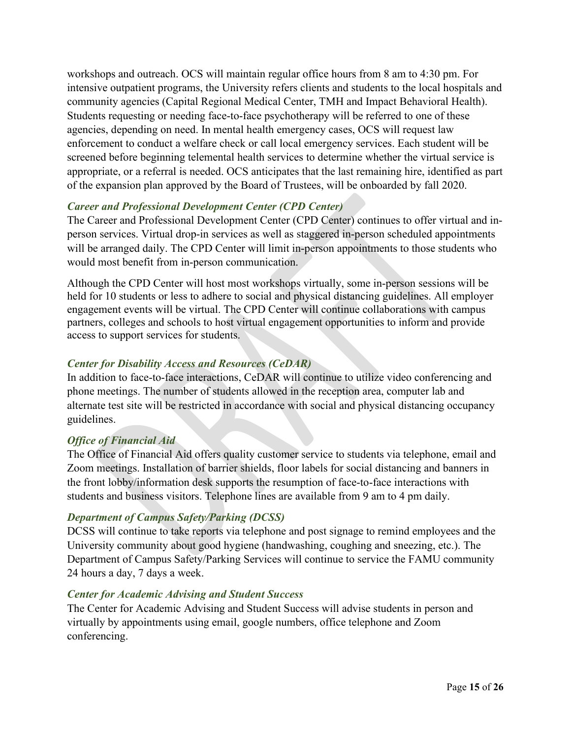workshops and outreach. OCS will maintain regular office hours from 8 am to 4:30 pm. For intensive outpatient programs, the University refers clients and students to the local hospitals and community agencies (Capital Regional Medical Center, TMH and Impact Behavioral Health). Students requesting or needing face-to-face psychotherapy will be referred to one of these agencies, depending on need. In mental health emergency cases, OCS will request law enforcement to conduct a welfare check or call local emergency services. Each student will be screened before beginning telemental health services to determine whether the virtual service is appropriate, or a referral is needed. OCS anticipates that the last remaining hire, identified as part of the expansion plan approved by the Board of Trustees, will be onboarded by fall 2020.

### *Career and Professional Development Center (CPD Center)*

The Career and Professional Development Center (CPD Center) continues to offer virtual and in-person services. Virtual drop-in services as well as staggered in-person scheduled appointments will be arranged daily. The CPD Center will limit in-person appointments to those students who would most benefit from in-person communication.

Although the CPD Center will host most workshops virtually, some in-person sessions will be held for 10 students or less to adhere to social and physical distancing guidelines. All employer engagement events will be virtual. The CPD Center will continue collaborations with campus partners, colleges and schools to host virtual engagement opportunities to inform and provide access to support services for students.

### *Center for Disability Access and Resources (CeDAR)*

In addition to face-to-face interactions, CeDAR will continue to utilize video conferencing and phone meetings. The number of students allowed in the reception area, computer lab and alternate test site will be restricted in accordance with social and physical distancing occupancy guidelines.

### *Office of Financial Aid*

The Office of Financial Aid offers quality customer service to students via telephone, email and Zoom meetings. Installation of barrier shields, floor labels for social distancing and banners in the front lobby/information desk supports the resumption of face-to-face interactions with students and business visitors. Telephone lines are available from 9 am to 4 pm daily.

### *Department of Campus Safety/Parking (DCSS)*

DCSS will continue to take reports via telephone and post signage to remind employees and the University community about good hygiene (handwashing, coughing and sneezing, etc.). The Department of Campus Safety/Parking Services will continue to service the FAMU community 24 hours a day, 7 days a week.

### *Center for Academic Advising and Student Success*

The Center for Academic Advising and Student Success will advise students in person and virtually by appointments using email, google numbers, office telephone and Zoom conferencing.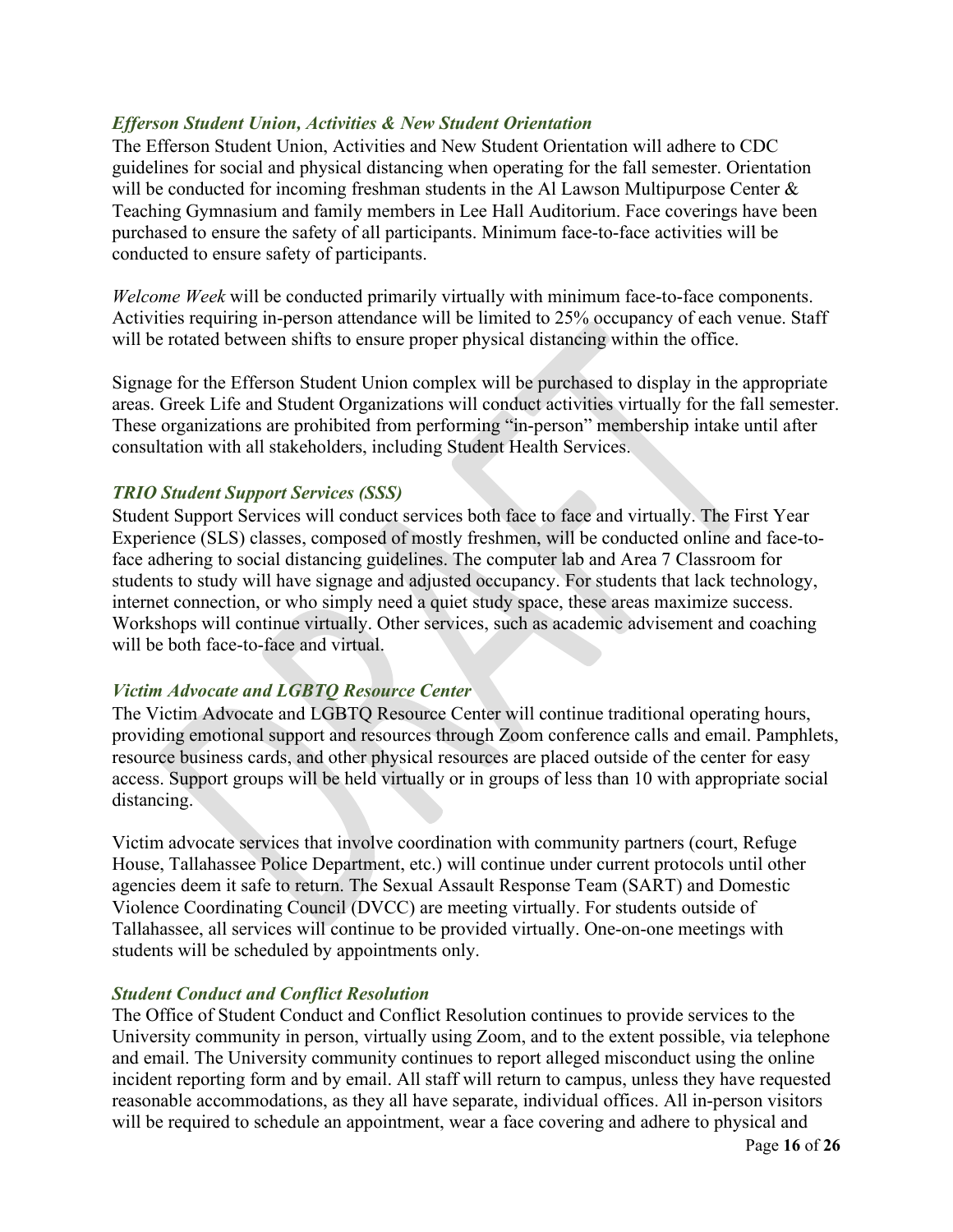### *Efferson Student Union, Activities & New Student Orientation*

The Efferson Student Union, Activities and New Student Orientation will adhere to CDC guidelines for social and physical distancing when operating for the fall semester. Orientation will be conducted for incoming freshman students in the Al Lawson Multipurpose Center & Teaching Gymnasium and family members in Lee Hall Auditorium. Face coverings have been purchased to ensure the safety of all participants. Minimum face-to-face activities will be conducted to ensure safety of participants.

*Welcome Week* will be conducted primarily virtually with minimum face-to-face components. Activities requiring in-person attendance will be limited to 25% occupancy of each venue. Staff will be rotated between shifts to ensure proper physical distancing within the office.

Signage for the Efferson Student Union complex will be purchased to display in the appropriate areas. Greek Life and Student Organizations will conduct activities virtually for the fall semester. These organizations are prohibited from performing "in-person" membership intake until after consultation with all stakeholders, including Student Health Services.

### *TRIO Student Support Services (SSS)*

Student Support Services will conduct services both face to face and virtually. The First Year Experience (SLS) classes, composed of mostly freshmen, will be conducted online and face-to-face adhering to social distancing guidelines. The computer lab and Area 7 Classroom for students to study will have signage and adjusted occupancy. For students that lack technology, internet connection, or who simply need a quiet study space, these areas maximize success. Workshops will continue virtually. Other services, such as academic advisement and coaching will be both face-to-face and virtual.

### *Victim Advocate and LGBTQ Resource Center*

The Victim Advocate and LGBTQ Resource Center will continue traditional operating hours, providing emotional support and resources through Zoom conference calls and email. Pamphlets, resource business cards, and other physical resources are placed outside of the center for easy access. Support groups will be held virtually or in groups of less than 10 with appropriate social distancing.

Victim advocate services that involve coordination with community partners (court, Refuge House, Tallahassee Police Department, etc.) will continue under current protocols until other agencies deem it safe to return. The Sexual Assault Response Team (SART) and Domestic Violence Coordinating Council (DVCC) are meeting virtually. For students outside of Tallahassee, all services will continue to be provided virtually. One-on-one meetings with students will be scheduled by appointments only.

### *Student Conduct and Conflict Resolution*

The Office of Student Conduct and Conflict Resolution continues to provide services to the University community in person, virtually using Zoom, and to the extent possible, via telephone and email. The University community continues to report alleged misconduct using the online incident reporting form and by email. All staff will return to campus, unless they have requested reasonable accommodations, as they all have separate, individual offices. All in-person visitors will be required to schedule an appointment, wear a face covering and adhere to physical and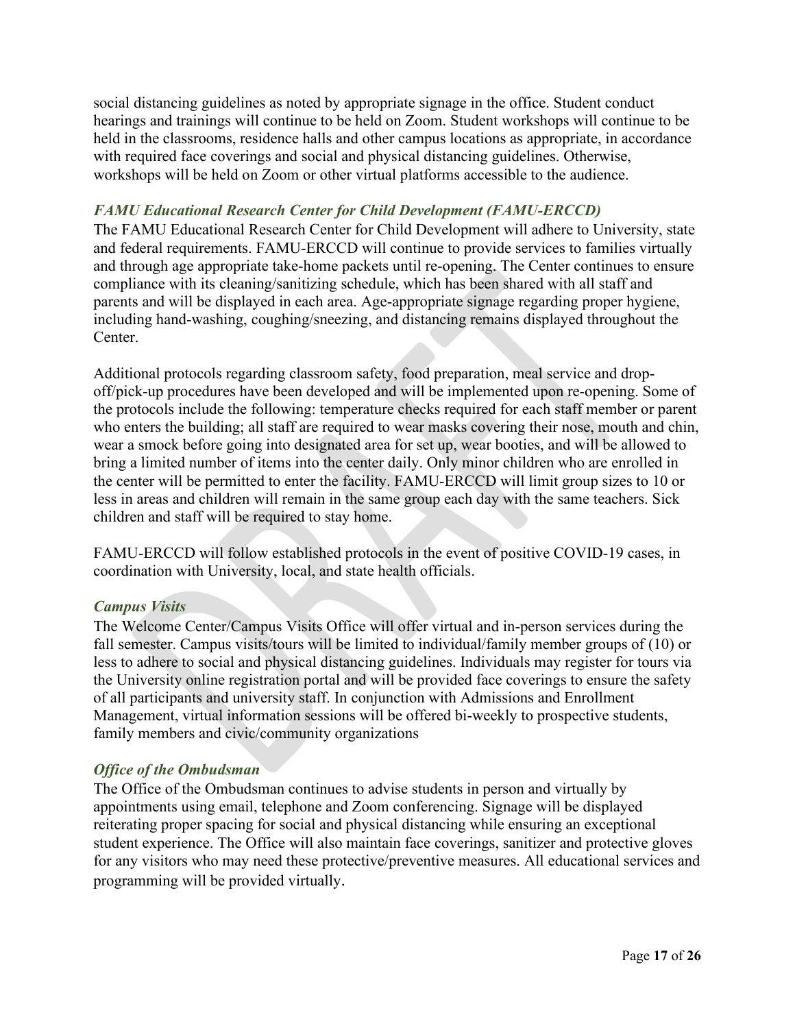social distancing guidelines as noted by appropriate signage in the office. Student conduct hearings and trainings will continue to be held on Zoom. Student workshops will continue to be held in the classrooms, residence halls and other campus locations as appropriate, in accordance with required face coverings and social and physical distancing guidelines. Otherwise, workshops will be held on Zoom or other virtual platforms accessible to the audience.

### *FAMU Educational Research Center for Child Development (FAMU-ERCCD)*

The FAMU Educational Research Center for Child Development will adhere to University, state and federal requirements. FAMU-ERCCD will continue to provide services to families virtually and through age appropriate take-home packets until re-opening. The Center continues to ensure compliance with its cleaning/sanitizing schedule, which has been shared with all staff and parents and will be displayed in each area. Age-appropriate signage regarding proper hygiene, including hand-washing, coughing/sneezing, and distancing remains displayed throughout the Center.

Additional protocols regarding classroom safety, food preparation, meal service and drop-off/pick-up procedures have been developed and will be implemented upon re-opening. Some of the protocols include the following: temperature checks required for each staff member or parent who enters the building; all staff are required to wear masks covering their nose, mouth and chin, wear a smock before going into designated area for set up, wear booties, and will be allowed to bring a limited number of items into the center daily. Only minor children who are enrolled in the center will be permitted to enter the facility. FAMU-ERCCD will limit group sizes to 10 or less in areas and children will remain in the same group each day with the same teachers. Sick children and staff will be required to stay home.

FAMU-ERCCD will follow established protocols in the event of positive COVID-19 cases, in coordination with University, local, and state health officials.

### *Campus Visits*

The Welcome Center/Campus Visits Office will offer virtual and in-person services during the fall semester. Campus visits/tours will be limited to individual/family member groups of (10) or less to adhere to social and physical distancing guidelines. Individuals may register for tours via the University online registration portal and will be provided face coverings to ensure the safety of all participants and university staff. In conjunction with Admissions and Enrollment Management, virtual information sessions will be offered bi-weekly to prospective students, family members and civic/community organizations

### *Office of the Ombudsman*

The Office of the Ombudsman continues to advise students in person and virtually by appointments using email, telephone and Zoom conferencing. Signage will be displayed reiterating proper spacing for social and physical distancing while ensuring an exceptional student experience. The Office will also maintain face coverings, sanitizer and protective gloves for any visitors who may need these protective/preventive measures. All educational services and programming will be provided virtually.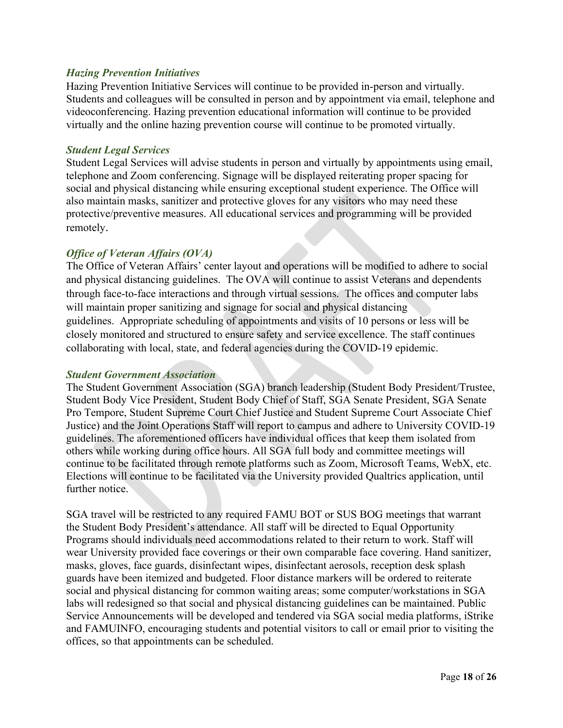### *Hazing Prevention Initiatives*

Hazing Prevention Initiative Services will continue to be provided in-person and virtually. Students and colleagues will be consulted in person and by appointment via email, telephone and videoconferencing. Hazing prevention educational information will continue to be provided virtually and the online hazing prevention course will continue to be promoted virtually.

### *Student Legal Services*

Student Legal Services will advise students in person and virtually by appointments using email, telephone and Zoom conferencing. Signage will be displayed reiterating proper spacing for social and physical distancing while ensuring exceptional student experience. The Office will also maintain masks, sanitizer and protective gloves for any visitors who may need these protective/preventive measures. All educational services and programming will be provided remotely.

### *Office of Veteran Affairs (OVA)*

The Office of Veteran Affairs' center layout and operations will be modified to adhere to social and physical distancing guidelines. The OVA will continue to assist Veterans and dependents through face-to-face interactions and through virtual sessions. The offices and computer labs will maintain proper sanitizing and signage for social and physical distancing guidelines. Appropriate scheduling of appointments and visits of 10 persons or less will be closely monitored and structured to ensure safety and service excellence. The staff continues collaborating with local, state, and federal agencies during the COVID-19 epidemic.

### *Student Government Association*

The Student Government Association (SGA) branch leadership (Student Body President/Trustee, Student Body Vice President, Student Body Chief of Staff, SGA Senate President, SGA Senate Pro Tempore, Student Supreme Court Chief Justice and Student Supreme Court Associate Chief Justice) and the Joint Operations Staff will report to campus and adhere to University COVID-19 guidelines. The aforementioned officers have individual offices that keep them isolated from others while working during office hours. All SGA full body and committee meetings will continue to be facilitated through remote platforms such as Zoom, Microsoft Teams, WebX, etc. Elections will continue to be facilitated via the University provided Qualtrics application, until further notice.

SGA travel will be restricted to any required FAMU BOT or SUS BOG meetings that warrant the Student Body President's attendance. All staff will be directed to Equal Opportunity Programs should individuals need accommodations related to their return to work. Staff will wear University provided face coverings or their own comparable face covering. Hand sanitizer, masks, gloves, face guards, disinfectant wipes, disinfectant aerosols, reception desk splash guards have been itemized and budgeted. Floor distance markers will be ordered to reiterate social and physical distancing for common waiting areas; some computer/workstations in SGA labs will redesigned so that social and physical distancing guidelines can be maintained. Public Service Announcements will be developed and tendered via SGA social media platforms, iStrike and FAMUINFO, encouraging students and potential visitors to call or email prior to visiting the offices, so that appointments can be scheduled.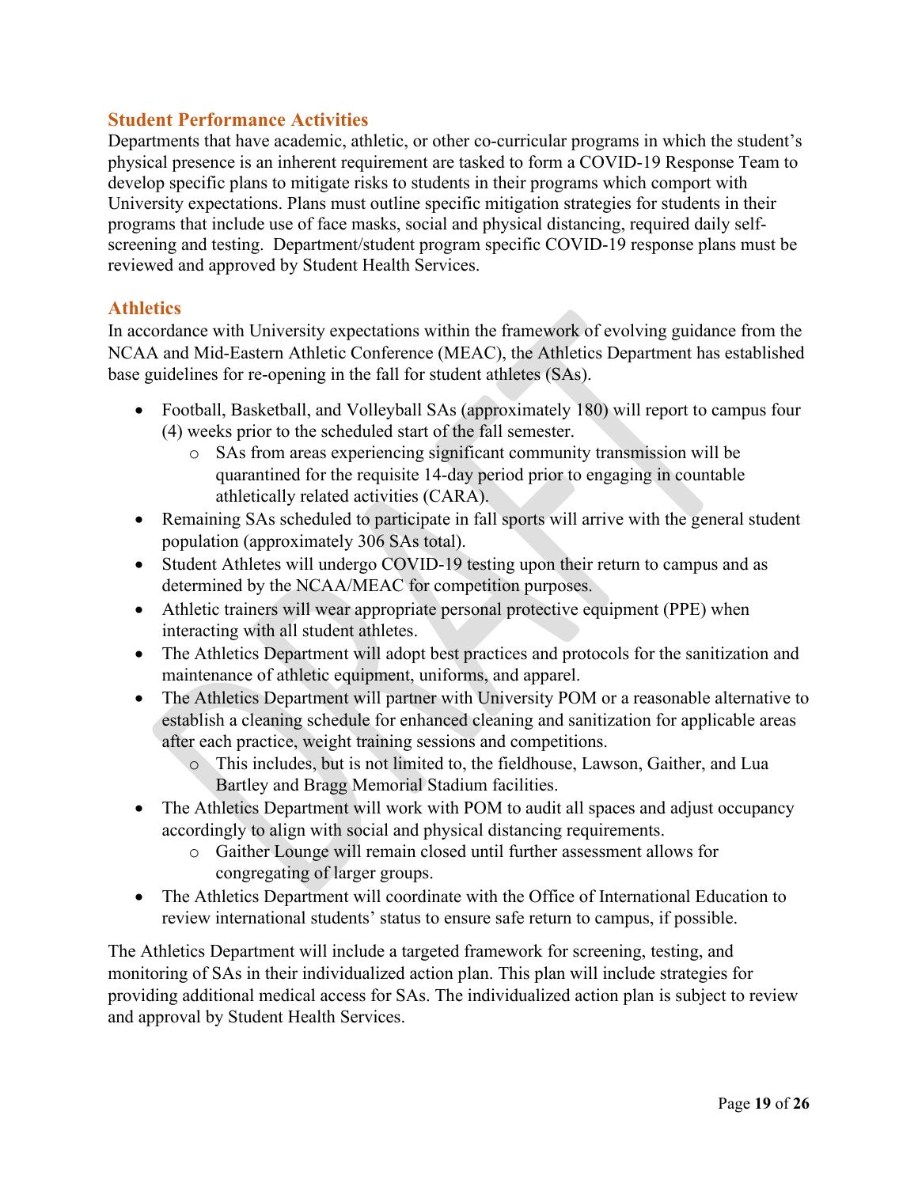## Student Performance Activities

Departments that have academic, athletic, or other co-curricular programs in which the student's physical presence is an inherent requirement are tasked to form a COVID-19 Response Team to develop specific plans to mitigate risks to students in their programs which comport with University expectations. Plans must outline specific mitigation strategies for students in their programs that include use of face masks, social and physical distancing, required daily self-screening and testing. Department/student program specific COVID-19 response plans must be reviewed and approved by Student Health Services.

## Athletics

In accordance with University expectations within the framework of evolving guidance from the NCAA and Mid-Eastern Athletic Conference (MEAC), the Athletics Department has established base guidelines for re-opening in the fall for student athletes (SAs).

- Football, Basketball, and Volleyball SAs (approximately 180) will report to campus four (4) weeks prior to the scheduled start of the fall semester.
  - SAs from areas experiencing significant community transmission will be quarantined for the requisite 14-day period prior to engaging in countable athletically related activities (CARA).
- Remaining SAs scheduled to participate in fall sports will arrive with the general student population (approximately 306 SAs total).
- Student Athletes will undergo COVID-19 testing upon their return to campus and as determined by the NCAA/MEAC for competition purposes.
- Athletic trainers will wear appropriate personal protective equipment (PPE) when interacting with all student athletes.
- The Athletics Department will adopt best practices and protocols for the sanitization and maintenance of athletic equipment, uniforms, and apparel.
- The Athletics Department will partner with University POM or a reasonable alternative to establish a cleaning schedule for enhanced cleaning and sanitization for applicable areas after each practice, weight training sessions and competitions.
  - This includes, but is not limited to, the fieldhouse, Lawson, Gaither, and Lua Bartley and Bragg Memorial Stadium facilities.
- The Athletics Department will work with POM to audit all spaces and adjust occupancy accordingly to align with social and physical distancing requirements.
  - Gaither Lounge will remain closed until further assessment allows for congregating of larger groups.
- The Athletics Department will coordinate with the Office of International Education to review international students' status to ensure safe return to campus, if possible.

The Athletics Department will include a targeted framework for screening, testing, and monitoring of SAs in their individualized action plan. This plan will include strategies for providing additional medical access for SAs. The individualized action plan is subject to review and approval by Student Health Services.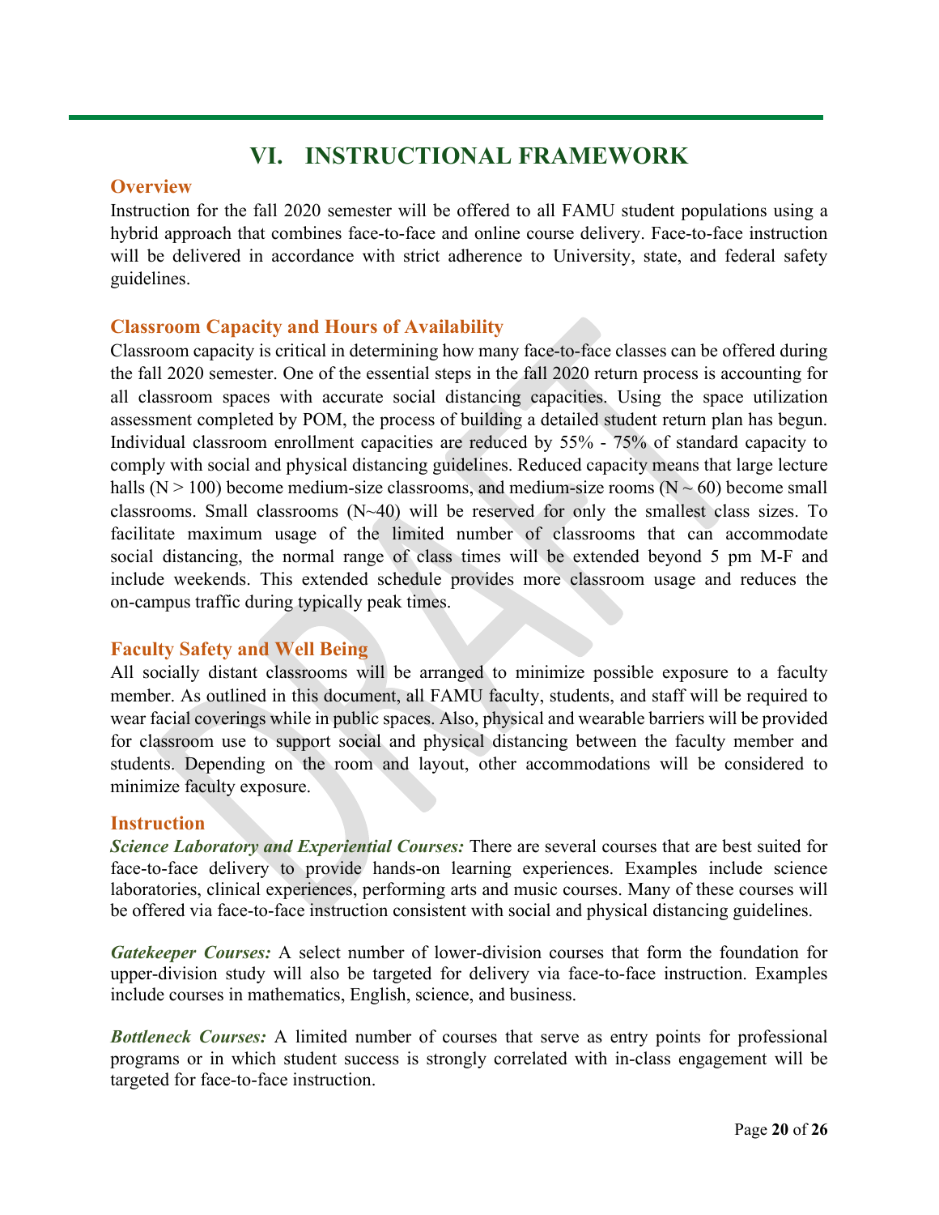# VI. INSTRUCTIONAL FRAMEWORK

## Overview

Instruction for the fall 2020 semester will be offered to all FAMU student populations using a hybrid approach that combines face-to-face and online course delivery. Face-to-face instruction will be delivered in accordance with strict adherence to University, state, and federal safety guidelines.

## Classroom Capacity and Hours of Availability

Classroom capacity is critical in determining how many face-to-face classes can be offered during the fall 2020 semester. One of the essential steps in the fall 2020 return process is accounting for all classroom spaces with accurate social distancing capacities. Using the space utilization assessment completed by POM, the process of building a detailed student return plan has begun. Individual classroom enrollment capacities are reduced by 55% - 75% of standard capacity to comply with social and physical distancing guidelines. Reduced capacity means that large lecture halls ($N > 100$) become medium-size classrooms, and medium-size rooms ($N \sim 60$) become small classrooms. Small classrooms ($N \sim 40$) will be reserved for only the smallest class sizes. To facilitate maximum usage of the limited number of classrooms that can accommodate social distancing, the normal range of class times will be extended beyond 5 pm M-F and include weekends. This extended schedule provides more classroom usage and reduces the on-campus traffic during typically peak times.

## Faculty Safety and Well Being

All socially distant classrooms will be arranged to minimize possible exposure to a faculty member. As outlined in this document, all FAMU faculty, students, and staff will be required to wear facial coverings while in public spaces. Also, physical and wearable barriers will be provided for classroom use to support social and physical distancing between the faculty member and students. Depending on the room and layout, other accommodations will be considered to minimize faculty exposure.

## Instruction

***Science Laboratory and Experiential Courses:*** There are several courses that are best suited for face-to-face delivery to provide hands-on learning experiences. Examples include science laboratories, clinical experiences, performing arts and music courses. Many of these courses will be offered via face-to-face instruction consistent with social and physical distancing guidelines.

***Gatekeeper Courses:*** A select number of lower-division courses that form the foundation for upper-division study will also be targeted for delivery via face-to-face instruction. Examples include courses in mathematics, English, science, and business.

***Bottleneck Courses:*** A limited number of courses that serve as entry points for professional programs or in which student success is strongly correlated with in-class engagement will be targeted for face-to-face instruction.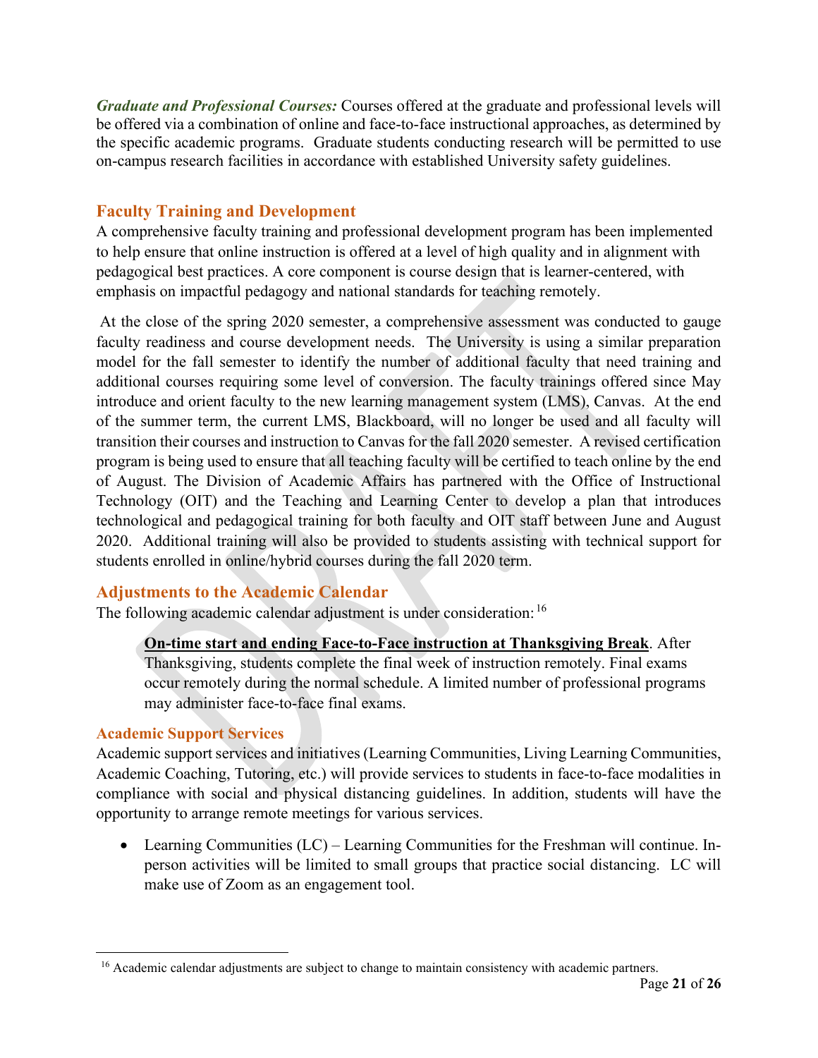***Graduate and Professional Courses:*** Courses offered at the graduate and professional levels will be offered via a combination of online and face-to-face instructional approaches, as determined by the specific academic programs. Graduate students conducting research will be permitted to use on-campus research facilities in accordance with established University safety guidelines.

## Faculty Training and Development

A comprehensive faculty training and professional development program has been implemented to help ensure that online instruction is offered at a level of high quality and in alignment with pedagogical best practices. A core component is course design that is learner-centered, with emphasis on impactful pedagogy and national standards for teaching remotely.

At the close of the spring 2020 semester, a comprehensive assessment was conducted to gauge faculty readiness and course development needs. The University is using a similar preparation model for the fall semester to identify the number of additional faculty that need training and additional courses requiring some level of conversion. The faculty trainings offered since May introduce and orient faculty to the new learning management system (LMS), Canvas. At the end of the summer term, the current LMS, Blackboard, will no longer be used and all faculty will transition their courses and instruction to Canvas for the fall 2020 semester. A revised certification program is being used to ensure that all teaching faculty will be certified to teach online by the end of August. The Division of Academic Affairs has partnered with the Office of Instructional Technology (OIT) and the Teaching and Learning Center to develop a plan that introduces technological and pedagogical training for both faculty and OIT staff between June and August 2020. Additional training will also be provided to students assisting with technical support for students enrolled in online/hybrid courses during the fall 2020 term.

## Adjustments to the Academic Calendar

The following academic calendar adjustment is under consideration:[16]

> **On-time start and ending Face-to-Face instruction at Thanksgiving Break**. After Thanksgiving, students complete the final week of instruction remotely. Final exams occur remotely during the normal schedule. A limited number of professional programs may administer face-to-face final exams.

### Academic Support Services

Academic support services and initiatives (Learning Communities, Living Learning Communities, Academic Coaching, Tutoring, etc.) will provide services to students in face-to-face modalities in compliance with social and physical distancing guidelines. In addition, students will have the opportunity to arrange remote meetings for various services.

- Learning Communities (LC) – Learning Communities for the Freshman will continue. In-person activities will be limited to small groups that practice social distancing. LC will make use of Zoom as an engagement tool.

[16] Academic calendar adjustments are subject to change to maintain consistency with academic partners.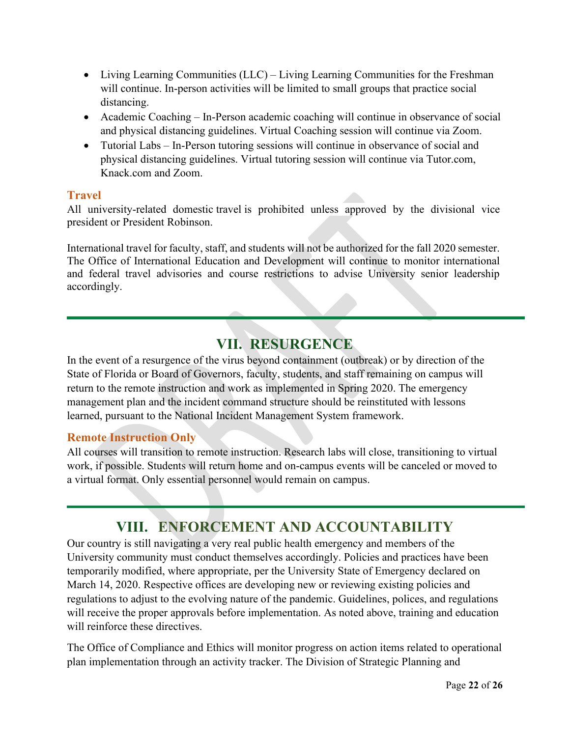- Living Learning Communities (LLC) – Living Learning Communities for the Freshman will continue. In-person activities will be limited to small groups that practice social distancing.
- Academic Coaching – In-Person academic coaching will continue in observance of social and physical distancing guidelines. Virtual Coaching session will continue via Zoom.
- Tutorial Labs – In-Person tutoring sessions will continue in observance of social and physical distancing guidelines. Virtual tutoring session will continue via Tutor.com, Knack.com and Zoom.

### Travel

All university-related domestic travel is prohibited unless approved by the divisional vice president or President Robinson.

International travel for faculty, staff, and students will not be authorized for the fall 2020 semester. The Office of International Education and Development will continue to monitor international and federal travel advisories and course restrictions to advise University senior leadership accordingly.

## VII. RESURGENCE

In the event of a resurgence of the virus beyond containment (outbreak) or by direction of the State of Florida or Board of Governors, faculty, students, and staff remaining on campus will return to the remote instruction and work as implemented in Spring 2020. The emergency management plan and the incident command structure should be reinstituted with lessons learned, pursuant to the National Incident Management System framework.

### Remote Instruction Only

All courses will transition to remote instruction. Research labs will close, transitioning to virtual work, if possible. Students will return home and on-campus events will be canceled or moved to a virtual format. Only essential personnel would remain on campus.

## VIII. ENFORCEMENT AND ACCOUNTABILITY

Our country is still navigating a very real public health emergency and members of the University community must conduct themselves accordingly. Policies and practices have been temporarily modified, where appropriate, per the University State of Emergency declared on March 14, 2020. Respective offices are developing new or reviewing existing policies and regulations to adjust to the evolving nature of the pandemic. Guidelines, polices, and regulations will receive the proper approvals before implementation. As noted above, training and education will reinforce these directives.

The Office of Compliance and Ethics will monitor progress on action items related to operational plan implementation through an activity tracker. The Division of Strategic Planning and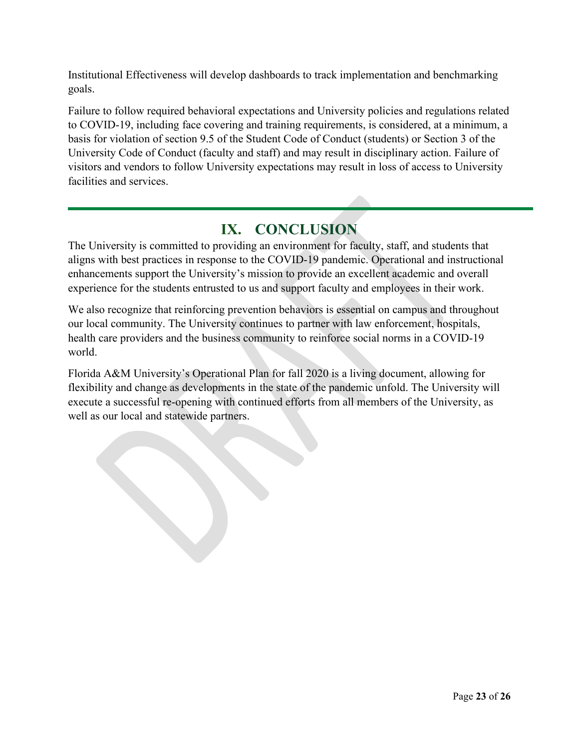Institutional Effectiveness will develop dashboards to track implementation and benchmarking goals.

Failure to follow required behavioral expectations and University policies and regulations related to COVID-19, including face covering and training requirements, is considered, at a minimum, a basis for violation of section 9.5 of the Student Code of Conduct (students) or Section 3 of the University Code of Conduct (faculty and staff) and may result in disciplinary action. Failure of visitors and vendors to follow University expectations may result in loss of access to University facilities and services.

# IX. CONCLUSION

The University is committed to providing an environment for faculty, staff, and students that aligns with best practices in response to the COVID-19 pandemic. Operational and instructional enhancements support the University's mission to provide an excellent academic and overall experience for the students entrusted to us and support faculty and employees in their work.

We also recognize that reinforcing prevention behaviors is essential on campus and throughout our local community. The University continues to partner with law enforcement, hospitals, health care providers and the business community to reinforce social norms in a COVID-19 world.

Florida A&M University's Operational Plan for fall 2020 is a living document, allowing for flexibility and change as developments in the state of the pandemic unfold. The University will execute a successful re-opening with continued efforts from all members of the University, as well as our local and statewide partners.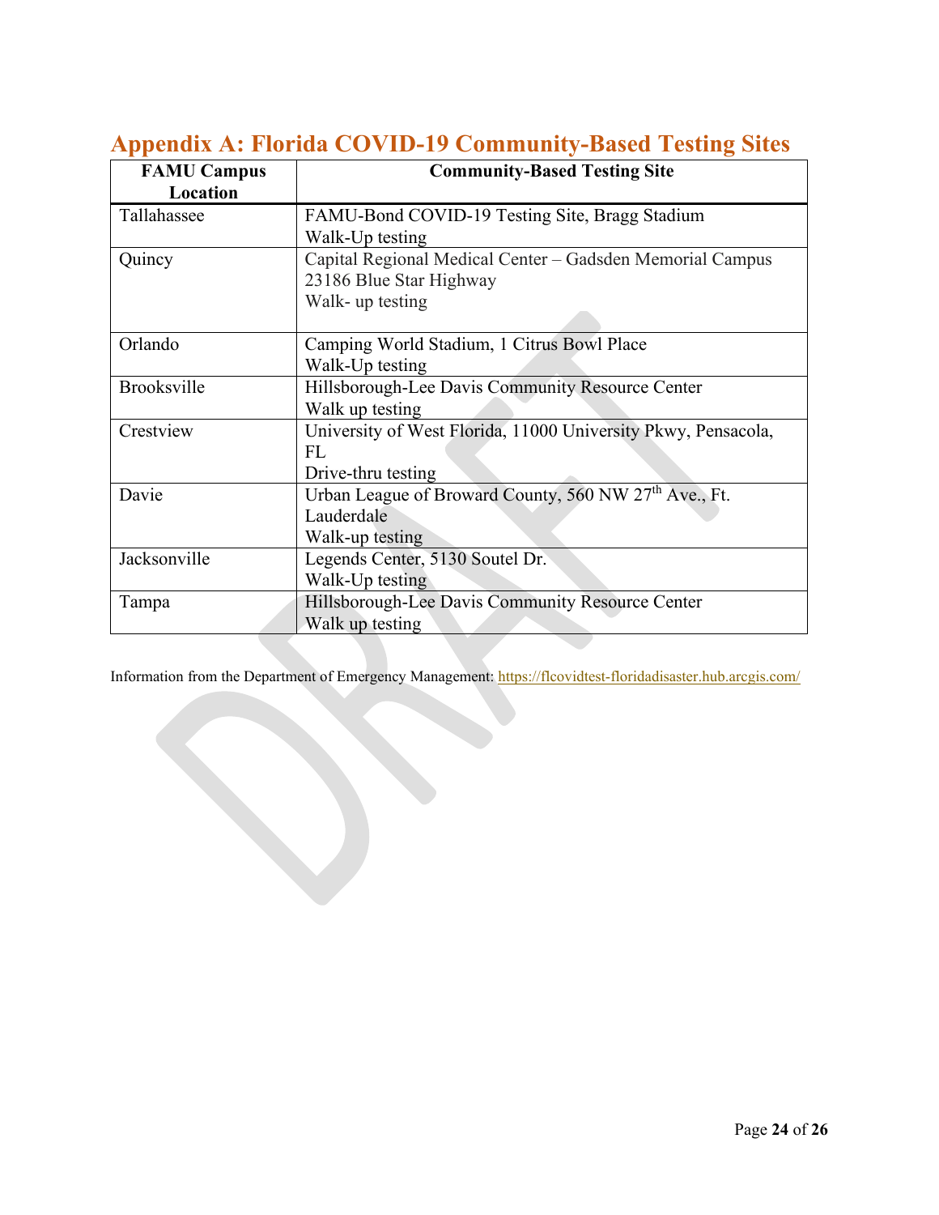# Appendix A: Florida COVID-19 Community-Based Testing Sites

| FAMU Campus Location | Community-Based Testing Site |
|---|---|
| Tallahassee | FAMU-Bond COVID-19 Testing Site, Bragg Stadium<br>Walk-Up testing |
| Quincy | Capital Regional Medical Center – Gadsden Memorial Campus<br>23186 Blue Star Highway<br>Walk- up testing |
| Orlando | Camping World Stadium, 1 Citrus Bowl Place<br>Walk-Up testing |
| Brooksville | Hillsborough-Lee Davis Community Resource Center<br>Walk up testing |
| Crestview | University of West Florida, 11000 University Pkwy, Pensacola, FL<br>Drive-thru testing |
| Davie | Urban League of Broward County, 560 NW 27th Ave., Ft. Lauderdale<br>Walk-up testing |
| Jacksonville | Legends Center, 5130 Soutel Dr.<br>Walk-Up testing |
| Tampa | Hillsborough-Lee Davis Community Resource Center<br>Walk up testing |

Information from the Department of Emergency Management: https://flcovidtest-floridadisaster.hub.arcgis.com/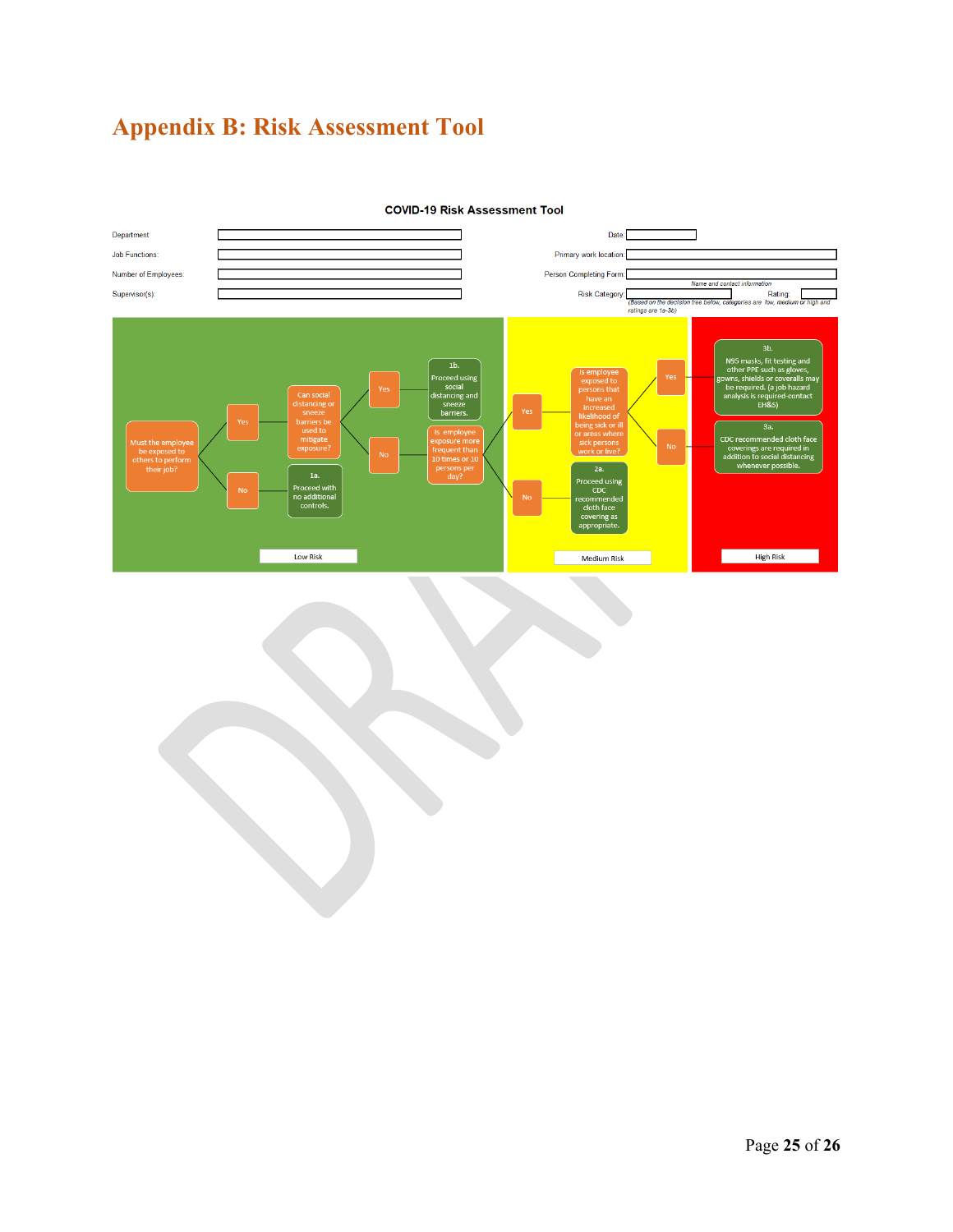# Appendix B: Risk Assessment Tool

**COVID-19 Risk Assessment Tool**

| | | | |
|---|---|---|---|
| Department | | Date | |
| Job Functions: | | Primary work location | |
| Number of Employees: | | Person Completing Form | *Name and contact information* |
| Supervisor(s): | | Risk Category | Rating: |

*(Based on the decision tree below, categories are low, medium or high and ratings are 1a-3b)*

**Low Risk**

Must the employee be exposed to others to perform their job?

- No → 1a. Proceed with no additional controls.
- Yes → Can social distancing or sneeze barriers be used to mitigate exposure?
  - Yes → 1b. Proceed using social distancing and sneeze barriers.
  - No → Is employee exposure more frequent than 10 times or 10 persons per day?

**Medium Risk**

- No → 2a. Proceed using CDC recommended cloth face covering as appropriate.
- Yes → Is employee exposed to persons that have an increased likelihood of being sick or ill or areas where sick persons work or live?

**High Risk**

- No → 3a. CDC recommended cloth face coverings are required in addition to social distancing whenever possible.
- Yes → 3b. N95 masks, fit testing and other PPE such as gloves, gowns, shields or coveralls may be required. (a job hazard analysis is required-contact EH&S)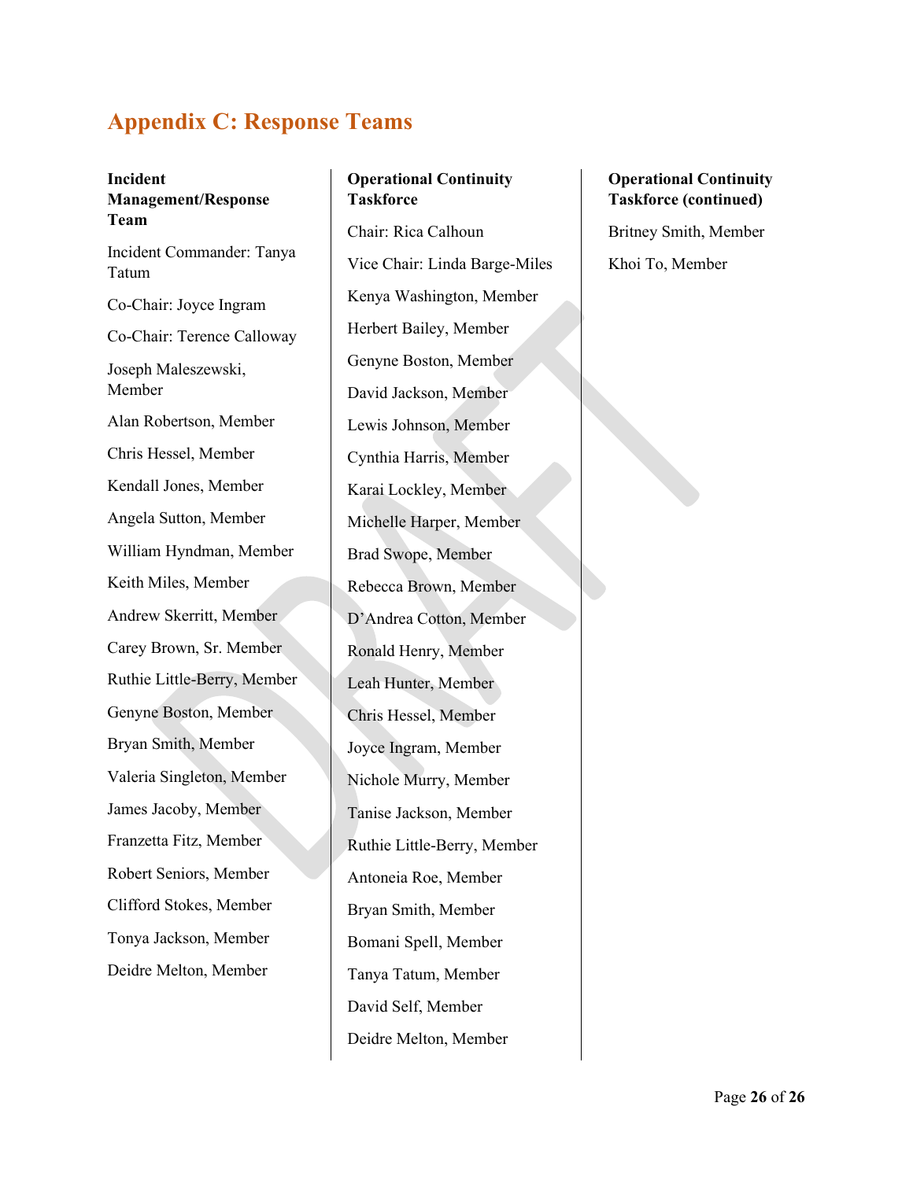## Appendix C: Response Teams

**Incident Management/Response Team**

Incident Commander: Tanya Tatum

Co-Chair: Joyce Ingram

Co-Chair: Terence Calloway

Joseph Maleszewski, Member

Alan Robertson, Member

Chris Hessel, Member

Kendall Jones, Member

Angela Sutton, Member

William Hyndman, Member

Keith Miles, Member

Andrew Skerritt, Member

Carey Brown, Sr. Member

Ruthie Little-Berry, Member

Genyne Boston, Member

Bryan Smith, Member

Valeria Singleton, Member

James Jacoby, Member

Franzetta Fitz, Member

Robert Seniors, Member

Clifford Stokes, Member

Tonya Jackson, Member

Deidre Melton, Member

**Operational Continuity Taskforce**

Chair: Rica Calhoun

Vice Chair: Linda Barge-Miles

Kenya Washington, Member

Herbert Bailey, Member

Genyne Boston, Member

David Jackson, Member

Lewis Johnson, Member

Cynthia Harris, Member

Karai Lockley, Member

Michelle Harper, Member

Brad Swope, Member

Rebecca Brown, Member

D'Andrea Cotton, Member

Ronald Henry, Member

Leah Hunter, Member

Chris Hessel, Member

Joyce Ingram, Member

Nichole Murry, Member

Tanise Jackson, Member

Ruthie Little-Berry, Member

Antoneia Roe, Member

Bryan Smith, Member

Bomani Spell, Member

Tanya Tatum, Member

David Self, Member

Deidre Melton, Member

**Operational Continuity Taskforce (continued)**

Britney Smith, Member

Khoi To, Member